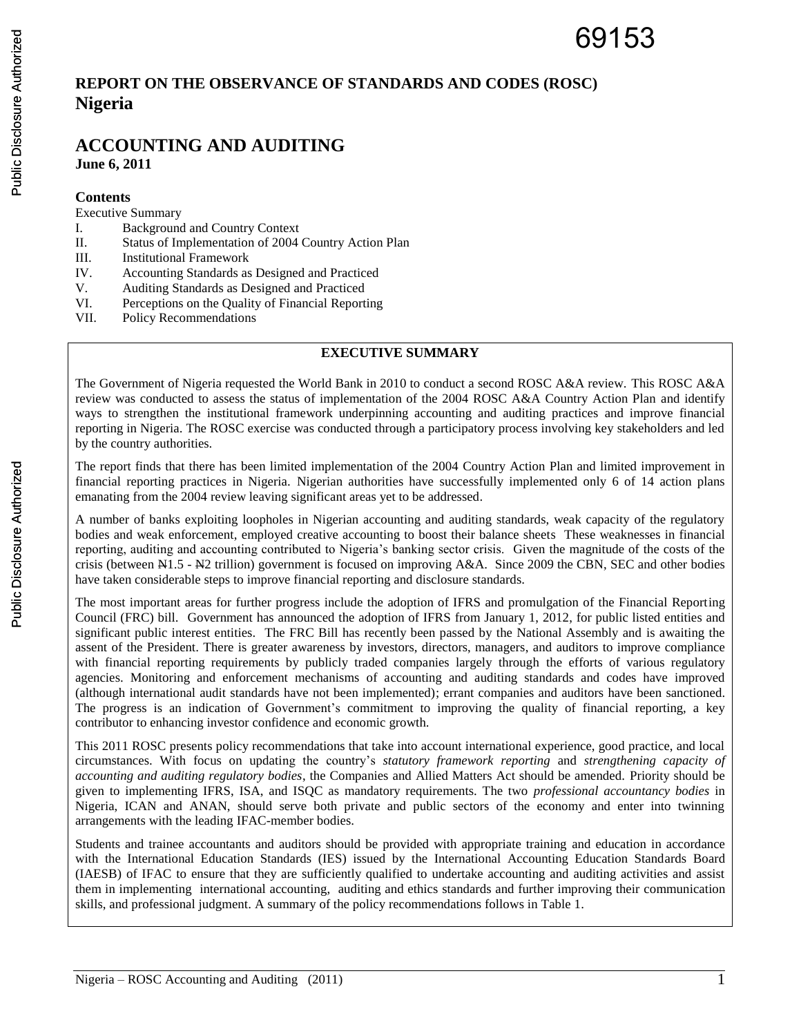69153

# REPORT ON THE OBSERVANCE OF STANDARDS AND CODES (ROSC)
# Nigeria

## ACCOUNTING AND AUDITING
**June 6, 2011**

**Contents**

Executive Summary
- I. Background and Country Context
- II. Status of Implementation of 2004 Country Action Plan
- III. Institutional Framework
- IV. Accounting Standards as Designed and Practiced
- V. Auditing Standards as Designed and Practiced
- VI. Perceptions on the Quality of Financial Reporting
- VII. Policy Recommendations

### EXECUTIVE SUMMARY

The Government of Nigeria requested the World Bank in 2010 to conduct a second ROSC A&A review. This ROSC A&A review was conducted to assess the status of implementation of the 2004 ROSC A&A Country Action Plan and identify ways to strengthen the institutional framework underpinning accounting and auditing practices and improve financial reporting in Nigeria. The ROSC exercise was conducted through a participatory process involving key stakeholders and led by the country authorities.

The report finds that there has been limited implementation of the 2004 Country Action Plan and limited improvement in financial reporting practices in Nigeria. Nigerian authorities have successfully implemented only 6 of 14 action plans emanating from the 2004 review leaving significant areas yet to be addressed.

A number of banks exploiting loopholes in Nigerian accounting and auditing standards, weak capacity of the regulatory bodies and weak enforcement, employed creative accounting to boost their balance sheets These weaknesses in financial reporting, auditing and accounting contributed to Nigeria's banking sector crisis. Given the magnitude of the costs of the crisis (between ₦1.5 - ₦2 trillion) government is focused on improving A&A. Since 2009 the CBN, SEC and other bodies have taken considerable steps to improve financial reporting and disclosure standards.

The most important areas for further progress include the adoption of IFRS and promulgation of the Financial Reporting Council (FRC) bill. Government has announced the adoption of IFRS from January 1, 2012, for public listed entities and significant public interest entities. The FRC Bill has recently been passed by the National Assembly and is awaiting the assent of the President. There is greater awareness by investors, directors, managers, and auditors to improve compliance with financial reporting requirements by publicly traded companies largely through the efforts of various regulatory agencies. Monitoring and enforcement mechanisms of accounting and auditing standards and codes have improved (although international audit standards have not been implemented); errant companies and auditors have been sanctioned. The progress is an indication of Government's commitment to improving the quality of financial reporting, a key contributor to enhancing investor confidence and economic growth.

This 2011 ROSC presents policy recommendations that take into account international experience, good practice, and local circumstances. With focus on updating the country's *statutory framework reporting* and *strengthening capacity of accounting and auditing regulatory bodies*, the Companies and Allied Matters Act should be amended. Priority should be given to implementing IFRS, ISA, and ISQC as mandatory requirements. The two *professional accountancy bodies* in Nigeria, ICAN and ANAN, should serve both private and public sectors of the economy and enter into twinning arrangements with the leading IFAC-member bodies.

Students and trainee accountants and auditors should be provided with appropriate training and education in accordance with the International Education Standards (IES) issued by the International Accounting Education Standards Board (IAESB) of IFAC to ensure that they are sufficiently qualified to undertake accounting and auditing activities and assist them in implementing international accounting, auditing and ethics standards and further improving their communication skills, and professional judgment. A summary of the policy recommendations follows in Table 1.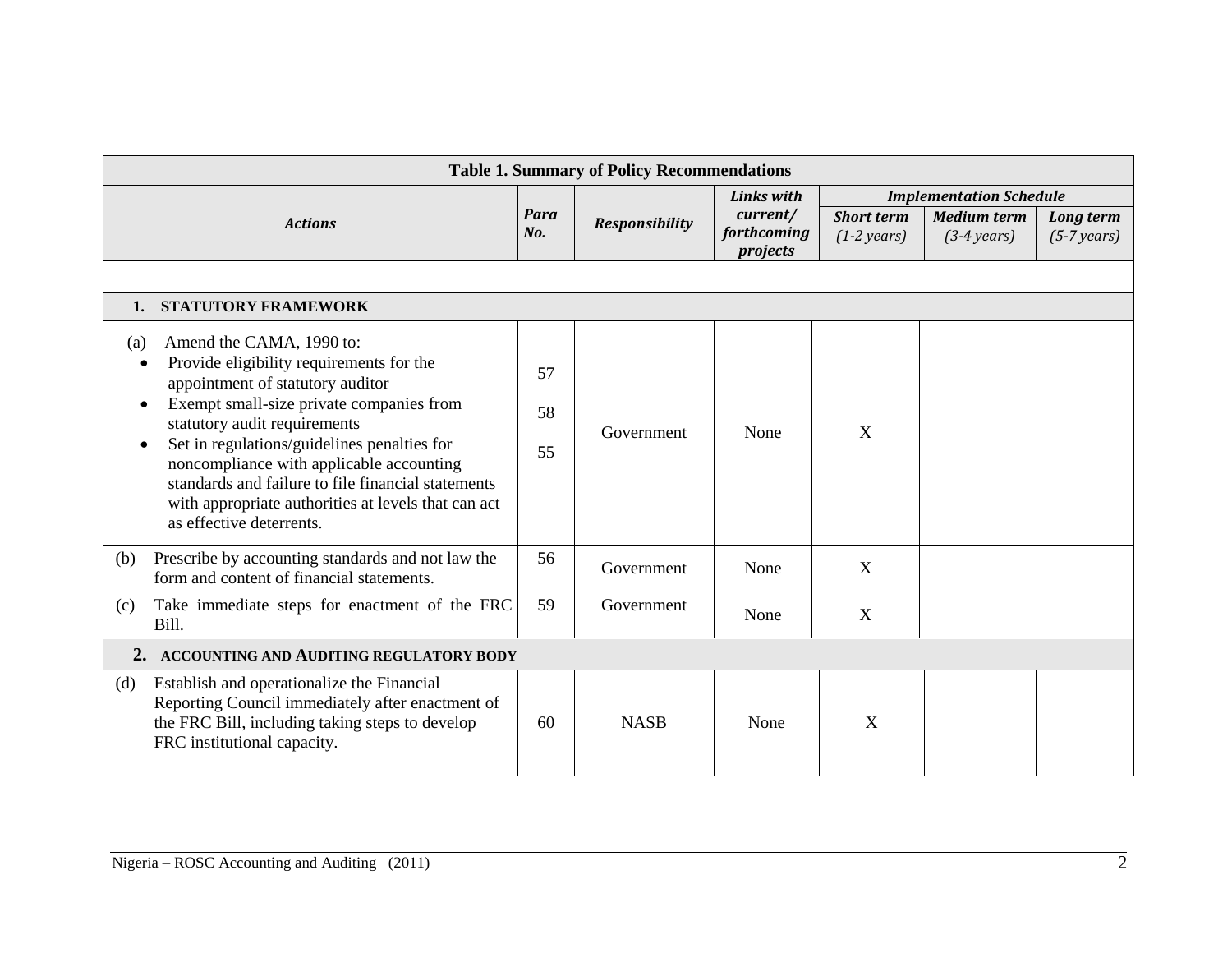**Table 1. Summary of Policy Recommendations**

| *Actions* | *Para No.* | *Responsibility* | *Links with current/ forthcoming projects* | *Implementation Schedule* | | |
|---|---|---|---|---|---|---|
| | | | | *Short term (1-2 years)* | *Medium term (3-4 years)* | *Long term (5-7 years)* |
| **1. STATUTORY FRAMEWORK** | | | | | | |
| (a) Amend the CAMA, 1990 to:<br>• Provide eligibility requirements for the appointment of statutory auditor<br>• Exempt small-size private companies from statutory audit requirements<br>• Set in regulations/guidelines penalties for noncompliance with applicable accounting standards and failure to file financial statements with appropriate authorities at levels that can act as effective deterrents. | 57<br>58<br>55 | Government | None | X | | |
| (b) Prescribe by accounting standards and not law the form and content of financial statements. | 56 | Government | None | X | | |
| (c) Take immediate steps for enactment of the FRC Bill. | 59 | Government | None | X | | |
| **2. ACCOUNTING AND AUDITING REGULATORY BODY** | | | | | | |
| (d) Establish and operationalize the Financial Reporting Council immediately after enactment of the FRC Bill, including taking steps to develop FRC institutional capacity. | 60 | NASB | None | X | | |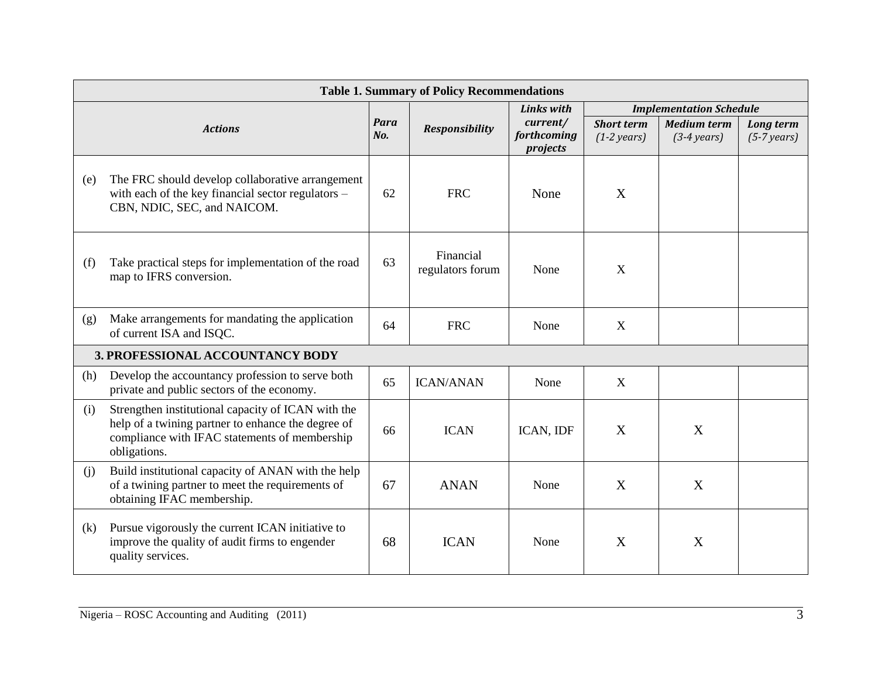| Table 1. Summary of Policy Recommendations | | | | | | |
|---|---|---|---|---|---|---|
| ***Actions*** | ***Para No.*** | ***Responsibility*** | ***Links with current/ forthcoming projects*** | ***Implementation Schedule*** | | |
| | | | | ***Short term*** *(1-2 years)* | ***Medium term*** *(3-4 years)* | ***Long term*** *(5-7 years)* |
| (e) The FRC should develop collaborative arrangement with each of the key financial sector regulators – CBN, NDIC, SEC, and NAICOM. | 62 | FRC | None | X | | |
| (f) Take practical steps for implementation of the road map to IFRS conversion. | 63 | Financial regulators forum | None | X | | |
| (g) Make arrangements for mandating the application of current ISA and ISQC. | 64 | FRC | None | X | | |
| **3. PROFESSIONAL ACCOUNTANCY BODY** | | | | | | |
| (h) Develop the accountancy profession to serve both private and public sectors of the economy. | 65 | ICAN/ANAN | None | X | | |
| (i) Strengthen institutional capacity of ICAN with the help of a twining partner to enhance the degree of compliance with IFAC statements of membership obligations. | 66 | ICAN | ICAN, IDF | X | X | |
| (j) Build institutional capacity of ANAN with the help of a twining partner to meet the requirements of obtaining IFAC membership. | 67 | ANAN | None | X | X | |
| (k) Pursue vigorously the current ICAN initiative to improve the quality of audit firms to engender quality services. | 68 | ICAN | None | X | X | |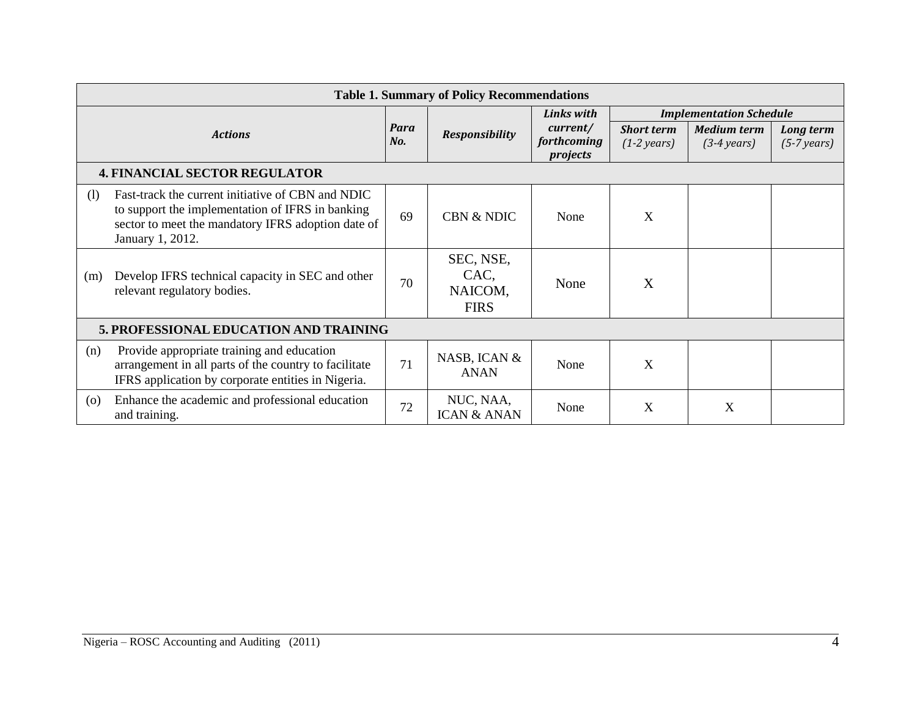| Table 1. Summary of Policy Recommendations | | | | | | | |
|---|---|---|---|---|---|---|---|
| ***Actions*** | | ***Para No.*** | ***Responsibility*** | ***Links with current/ forthcoming projects*** | ***Implementation Schedule*** | | |
| | | | | | ***Short term*** *(1-2 years)* | ***Medium term*** *(3-4 years)* | ***Long term*** *(5-7 years)* |
| **4. FINANCIAL SECTOR REGULATOR** | | | | | | | |
| (l) | Fast-track the current initiative of CBN and NDIC to support the implementation of IFRS in banking sector to meet the mandatory IFRS adoption date of January 1, 2012. | 69 | CBN & NDIC | None | X | | |
| (m) | Develop IFRS technical capacity in SEC and other relevant regulatory bodies. | 70 | SEC, NSE, CAC, NAICOM, FIRS | None | X | | |
| **5. PROFESSIONAL EDUCATION AND TRAINING** | | | | | | | |
| (n) | Provide appropriate training and education arrangement in all parts of the country to facilitate IFRS application by corporate entities in Nigeria. | 71 | NASB, ICAN & ANAN | None | X | | |
| (o) | Enhance the academic and professional education and training. | 72 | NUC, NAA, ICAN & ANAN | None | X | X | |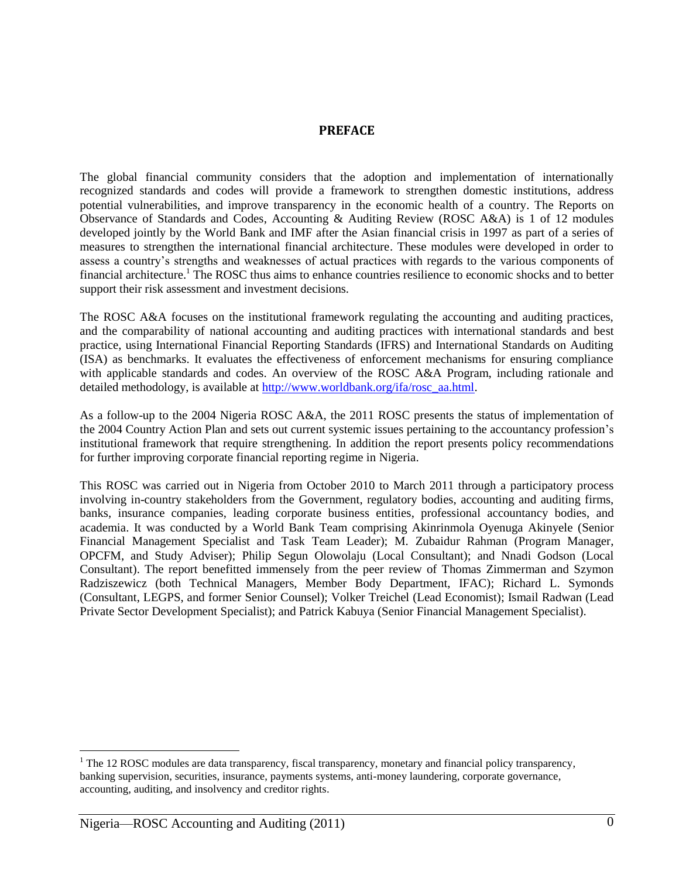## PREFACE

The global financial community considers that the adoption and implementation of internationally recognized standards and codes will provide a framework to strengthen domestic institutions, address potential vulnerabilities, and improve transparency in the economic health of a country. The Reports on Observance of Standards and Codes, Accounting & Auditing Review (ROSC A&A) is 1 of 12 modules developed jointly by the World Bank and IMF after the Asian financial crisis in 1997 as part of a series of measures to strengthen the international financial architecture. These modules were developed in order to assess a country's strengths and weaknesses of actual practices with regards to the various components of financial architecture.[1] The ROSC thus aims to enhance countries resilience to economic shocks and to better support their risk assessment and investment decisions.

The ROSC A&A focuses on the institutional framework regulating the accounting and auditing practices, and the comparability of national accounting and auditing practices with international standards and best practice, using International Financial Reporting Standards (IFRS) and International Standards on Auditing (ISA) as benchmarks. It evaluates the effectiveness of enforcement mechanisms for ensuring compliance with applicable standards and codes. An overview of the ROSC A&A Program, including rationale and detailed methodology, is available at [http://www.worldbank.org/ifa/rosc_aa.html](http://www.worldbank.org/ifa/rosc_aa.html).

As a follow-up to the 2004 Nigeria ROSC A&A, the 2011 ROSC presents the status of implementation of the 2004 Country Action Plan and sets out current systemic issues pertaining to the accountancy profession's institutional framework that require strengthening. In addition the report presents policy recommendations for further improving corporate financial reporting regime in Nigeria.

This ROSC was carried out in Nigeria from October 2010 to March 2011 through a participatory process involving in-country stakeholders from the Government, regulatory bodies, accounting and auditing firms, banks, insurance companies, leading corporate business entities, professional accountancy bodies, and academia. It was conducted by a World Bank Team comprising Akinrinmola Oyenuga Akinyele (Senior Financial Management Specialist and Task Team Leader); M. Zubaidur Rahman (Program Manager, OPCFM, and Study Adviser); Philip Segun Olowolaju (Local Consultant); and Nnadi Godson (Local Consultant). The report benefitted immensely from the peer review of Thomas Zimmerman and Szymon Radziszewicz (both Technical Managers, Member Body Department, IFAC); Richard L. Symonds (Consultant, LEGPS, and former Senior Counsel); Volker Treichel (Lead Economist); Ismail Radwan (Lead Private Sector Development Specialist); and Patrick Kabuya (Senior Financial Management Specialist).

---

[1] The 12 ROSC modules are data transparency, fiscal transparency, monetary and financial policy transparency, banking supervision, securities, insurance, payments systems, anti-money laundering, corporate governance, accounting, auditing, and insolvency and creditor rights.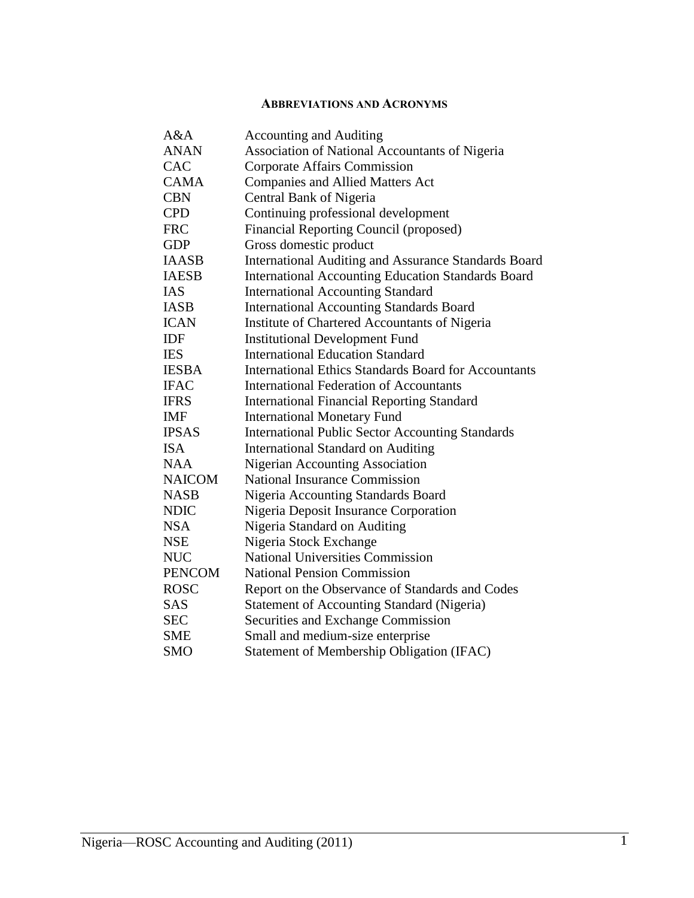## ABBREVIATIONS AND ACRONYMS

| | |
|---|---|
| A&A | Accounting and Auditing |
| ANAN | Association of National Accountants of Nigeria |
| CAC | Corporate Affairs Commission |
| CAMA | Companies and Allied Matters Act |
| CBN | Central Bank of Nigeria |
| CPD | Continuing professional development |
| FRC | Financial Reporting Council (proposed) |
| GDP | Gross domestic product |
| IAASB | International Auditing and Assurance Standards Board |
| IAESB | International Accounting Education Standards Board |
| IAS | International Accounting Standard |
| IASB | International Accounting Standards Board |
| ICAN | Institute of Chartered Accountants of Nigeria |
| IDF | Institutional Development Fund |
| IES | International Education Standard |
| IESBA | International Ethics Standards Board for Accountants |
| IFAC | International Federation of Accountants |
| IFRS | International Financial Reporting Standard |
| IMF | International Monetary Fund |
| IPSAS | International Public Sector Accounting Standards |
| ISA | International Standard on Auditing |
| NAA | Nigerian Accounting Association |
| NAICOM | National Insurance Commission |
| NASB | Nigeria Accounting Standards Board |
| NDIC | Nigeria Deposit Insurance Corporation |
| NSA | Nigeria Standard on Auditing |
| NSE | Nigeria Stock Exchange |
| NUC | National Universities Commission |
| PENCOM | National Pension Commission |
| ROSC | Report on the Observance of Standards and Codes |
| SAS | Statement of Accounting Standard (Nigeria) |
| SEC | Securities and Exchange Commission |
| SME | Small and medium-size enterprise |
| SMO | Statement of Membership Obligation (IFAC) |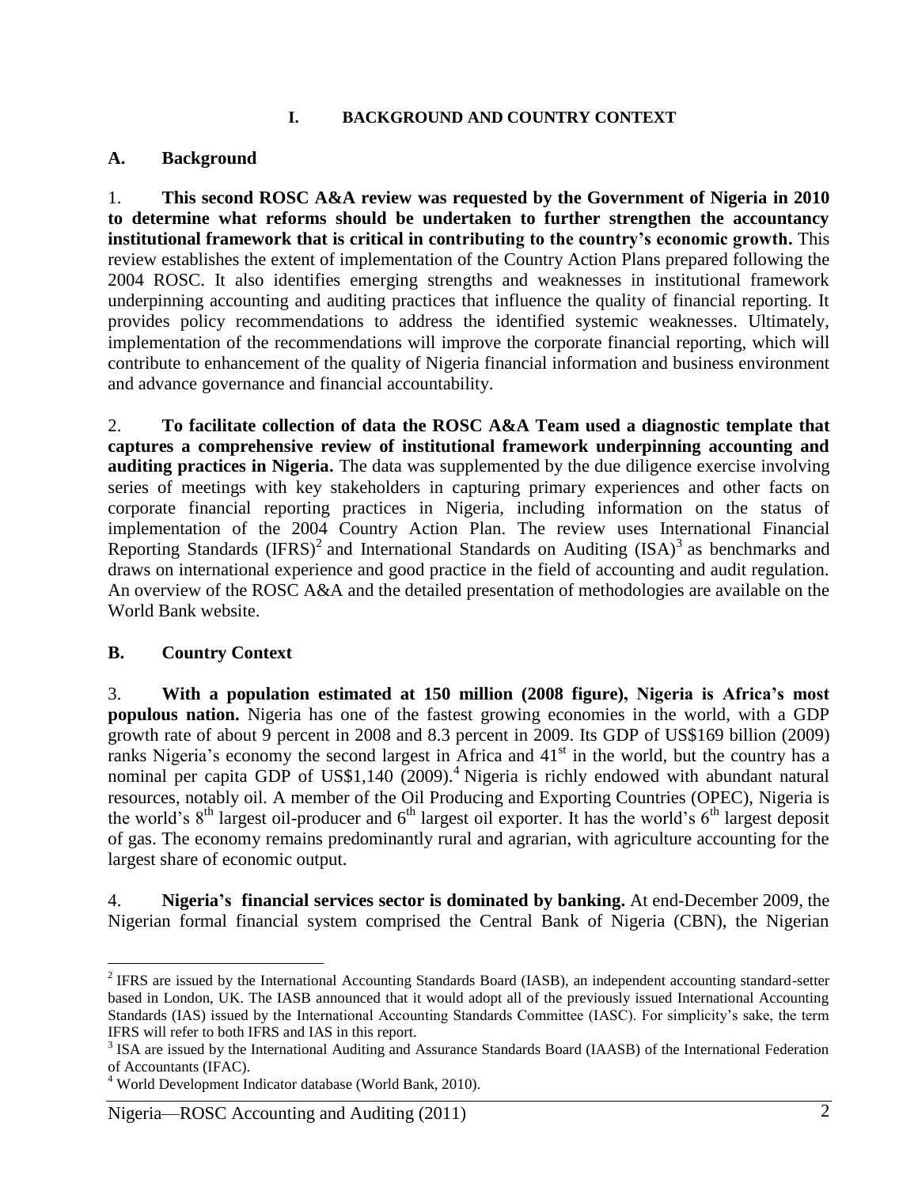# I. BACKGROUND AND COUNTRY CONTEXT

## A. Background

1. **This second ROSC A&A review was requested by the Government of Nigeria in 2010 to determine what reforms should be undertaken to further strengthen the accountancy institutional framework that is critical in contributing to the country's economic growth.** This review establishes the extent of implementation of the Country Action Plans prepared following the 2004 ROSC. It also identifies emerging strengths and weaknesses in institutional framework underpinning accounting and auditing practices that influence the quality of financial reporting. It provides policy recommendations to address the identified systemic weaknesses. Ultimately, implementation of the recommendations will improve the corporate financial reporting, which will contribute to enhancement of the quality of Nigeria financial information and business environment and advance governance and financial accountability.

2. **To facilitate collection of data the ROSC A&A Team used a diagnostic template that captures a comprehensive review of institutional framework underpinning accounting and auditing practices in Nigeria.** The data was supplemented by the due diligence exercise involving series of meetings with key stakeholders in capturing primary experiences and other facts on corporate financial reporting practices in Nigeria, including information on the status of implementation of the 2004 Country Action Plan. The review uses International Financial Reporting Standards (IFRS)[2] and International Standards on Auditing (ISA)[3] as benchmarks and draws on international experience and good practice in the field of accounting and audit regulation. An overview of the ROSC A&A and the detailed presentation of methodologies are available on the World Bank website.

## B. Country Context

3. **With a population estimated at 150 million (2008 figure), Nigeria is Africa's most populous nation.** Nigeria has one of the fastest growing economies in the world, with a GDP growth rate of about 9 percent in 2008 and 8.3 percent in 2009. Its GDP of US$169 billion (2009) ranks Nigeria's economy the second largest in Africa and 41st in the world, but the country has a nominal per capita GDP of US$1,140 (2009).[4] Nigeria is richly endowed with abundant natural resources, notably oil. A member of the Oil Producing and Exporting Countries (OPEC), Nigeria is the world's 8th largest oil-producer and 6th largest oil exporter. It has the world's 6th largest deposit of gas. The economy remains predominantly rural and agrarian, with agriculture accounting for the largest share of economic output.

4. **Nigeria's financial services sector is dominated by banking.** At end-December 2009, the Nigerian formal financial system comprised the Central Bank of Nigeria (CBN), the Nigerian

---

[2] IFRS are issued by the International Accounting Standards Board (IASB), an independent accounting standard-setter based in London, UK. The IASB announced that it would adopt all of the previously issued International Accounting Standards (IAS) issued by the International Accounting Standards Committee (IASC). For simplicity's sake, the term IFRS will refer to both IFRS and IAS in this report.

[3] ISA are issued by the International Auditing and Assurance Standards Board (IAASB) of the International Federation of Accountants (IFAC).

[4] World Development Indicator database (World Bank, 2010).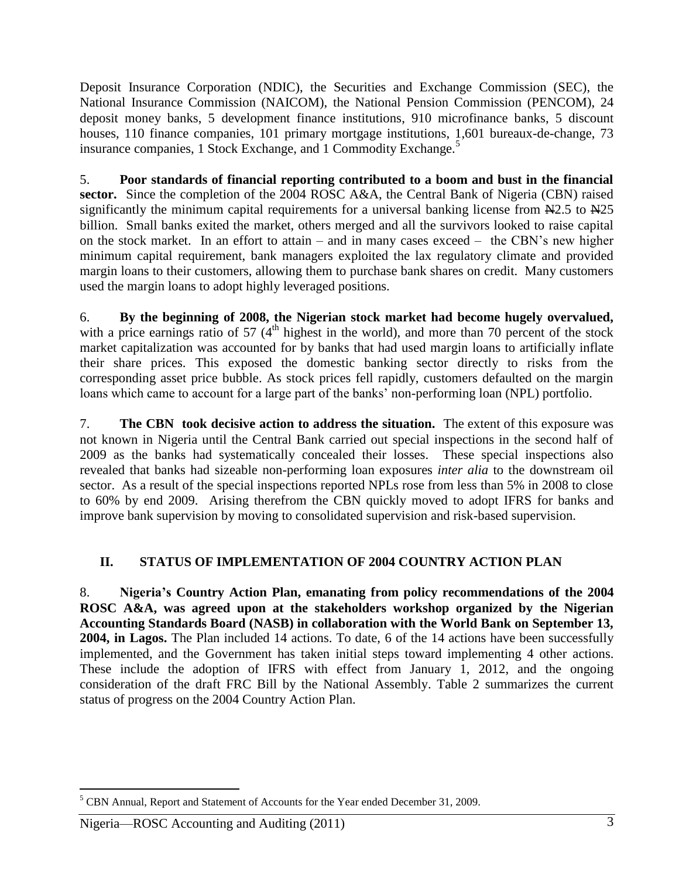Deposit Insurance Corporation (NDIC), the Securities and Exchange Commission (SEC), the National Insurance Commission (NAICOM), the National Pension Commission (PENCOM), 24 deposit money banks, 5 development finance institutions, 910 microfinance banks, 5 discount houses, 110 finance companies, 101 primary mortgage institutions, 1,601 bureaux-de-change, 73 insurance companies, 1 Stock Exchange, and 1 Commodity Exchange.[5]

5. **Poor standards of financial reporting contributed to a boom and bust in the financial sector.** Since the completion of the 2004 ROSC A&A, the Central Bank of Nigeria (CBN) raised significantly the minimum capital requirements for a universal banking license from ₦2.5 to ₦25 billion. Small banks exited the market, others merged and all the survivors looked to raise capital on the stock market. In an effort to attain – and in many cases exceed – the CBN's new higher minimum capital requirement, bank managers exploited the lax regulatory climate and provided margin loans to their customers, allowing them to purchase bank shares on credit. Many customers used the margin loans to adopt highly leveraged positions.

6. **By the beginning of 2008, the Nigerian stock market had become hugely overvalued,** with a price earnings ratio of 57 (4th highest in the world), and more than 70 percent of the stock market capitalization was accounted for by banks that had used margin loans to artificially inflate their share prices. This exposed the domestic banking sector directly to risks from the corresponding asset price bubble. As stock prices fell rapidly, customers defaulted on the margin loans which came to account for a large part of the banks' non-performing loan (NPL) portfolio.

7. **The CBN took decisive action to address the situation.** The extent of this exposure was not known in Nigeria until the Central Bank carried out special inspections in the second half of 2009 as the banks had systematically concealed their losses. These special inspections also revealed that banks had sizeable non-performing loan exposures *inter alia* to the downstream oil sector. As a result of the special inspections reported NPLs rose from less than 5% in 2008 to close to 60% by end 2009. Arising therefrom the CBN quickly moved to adopt IFRS for banks and improve bank supervision by moving to consolidated supervision and risk-based supervision.

## II. STATUS OF IMPLEMENTATION OF 2004 COUNTRY ACTION PLAN

8. **Nigeria's Country Action Plan, emanating from policy recommendations of the 2004 ROSC A&A, was agreed upon at the stakeholders workshop organized by the Nigerian Accounting Standards Board (NASB) in collaboration with the World Bank on September 13, 2004, in Lagos.** The Plan included 14 actions. To date, 6 of the 14 actions have been successfully implemented, and the Government has taken initial steps toward implementing 4 other actions. These include the adoption of IFRS with effect from January 1, 2012, and the ongoing consideration of the draft FRC Bill by the National Assembly. Table 2 summarizes the current status of progress on the 2004 Country Action Plan.

[5] CBN Annual, Report and Statement of Accounts for the Year ended December 31, 2009.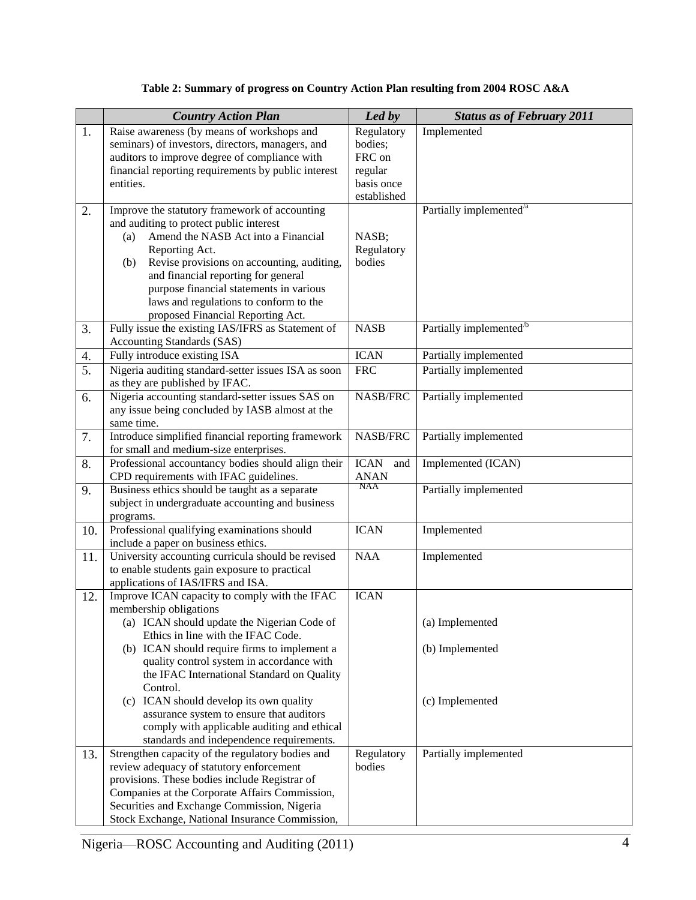**Table 2: Summary of progress on Country Action Plan resulting from 2004 ROSC A&A**

| | *Country Action Plan* | *Led by* | *Status as of February 2011* |
|---|---|---|---|
| 1. | Raise awareness (by means of workshops and seminars) of investors, directors, managers, and auditors to improve degree of compliance with financial reporting requirements by public interest entities. | Regulatory bodies; FRC on regular basis once established | Implemented |
| 2. | Improve the statutory framework of accounting and auditing to protect public interest<br>(a) Amend the NASB Act into a Financial Reporting Act.<br>(b) Revise provisions on accounting, auditing, and financial reporting for general purpose financial statements in various laws and regulations to conform to the proposed Financial Reporting Act. | NASB; Regulatory bodies | Partially implemented[/a] |
| 3. | Fully issue the existing IAS/IFRS as Statement of Accounting Standards (SAS) | NASB | Partially implemented[/b] |
| 4. | Fully introduce existing ISA | ICAN | Partially implemented |
| 5. | Nigeria auditing standard-setter issues ISA as soon as they are published by IFAC. | FRC | Partially implemented |
| 6. | Nigeria accounting standard-setter issues SAS on any issue being concluded by IASB almost at the same time. | NASB/FRC | Partially implemented |
| 7. | Introduce simplified financial reporting framework for small and medium-size enterprises. | NASB/FRC | Partially implemented |
| 8. | Professional accountancy bodies should align their CPD requirements with IFAC guidelines. | ICAN and ANAN | Implemented (ICAN) |
| 9. | Business ethics should be taught as a separate subject in undergraduate accounting and business programs. | NAA | Partially implemented |
| 10. | Professional qualifying examinations should include a paper on business ethics. | ICAN | Implemented |
| 11. | University accounting curricula should be revised to enable students gain exposure to practical applications of IAS/IFRS and ISA. | NAA | Implemented |
| 12. | Improve ICAN capacity to comply with the IFAC membership obligations<br>(a) ICAN should update the Nigerian Code of Ethics in line with the IFAC Code.<br>(b) ICAN should require firms to implement a quality control system in accordance with the IFAC International Standard on Quality Control.<br>(c) ICAN should develop its own quality assurance system to ensure that auditors comply with applicable auditing and ethical standards and independence requirements. | ICAN | (a) Implemented<br>(b) Implemented<br>(c) Implemented |
| 13. | Strengthen capacity of the regulatory bodies and review adequacy of statutory enforcement provisions. These bodies include Registrar of Companies at the Corporate Affairs Commission, Securities and Exchange Commission, Nigeria Stock Exchange, National Insurance Commission, | Regulatory bodies | Partially implemented |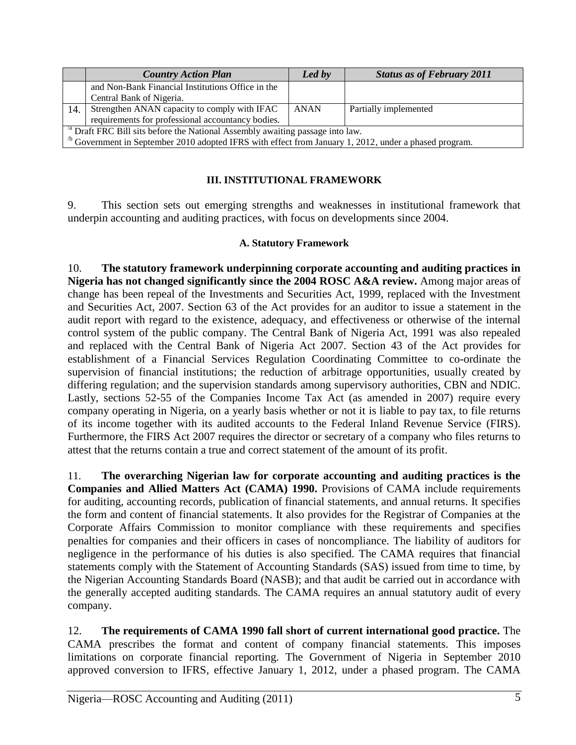| | *Country Action Plan* | *Led by* | *Status as of February 2011* |
|---|---|---|---|
| | and Non-Bank Financial Institutions Office in the Central Bank of Nigeria. | | |
| 14. | Strengthen ANAN capacity to comply with IFAC requirements for professional accountancy bodies. | ANAN | Partially implemented |

[/a] Draft FRC Bill sits before the National Assembly awaiting passage into law.
[/b] Government in September 2010 adopted IFRS with effect from January 1, 2012, under a phased program.

## III. INSTITUTIONAL FRAMEWORK

9. This section sets out emerging strengths and weaknesses in institutional framework that underpin accounting and auditing practices, with focus on developments since 2004.

### A. Statutory Framework

10. **The statutory framework underpinning corporate accounting and auditing practices in Nigeria has not changed significantly since the 2004 ROSC A&A review.** Among major areas of change has been repeal of the Investments and Securities Act, 1999, replaced with the Investment and Securities Act, 2007. Section 63 of the Act provides for an auditor to issue a statement in the audit report with regard to the existence, adequacy, and effectiveness or otherwise of the internal control system of the public company. The Central Bank of Nigeria Act, 1991 was also repealed and replaced with the Central Bank of Nigeria Act 2007. Section 43 of the Act provides for establishment of a Financial Services Regulation Coordinating Committee to co-ordinate the supervision of financial institutions; the reduction of arbitrage opportunities, usually created by differing regulation; and the supervision standards among supervisory authorities, CBN and NDIC. Lastly, sections 52-55 of the Companies Income Tax Act (as amended in 2007) require every company operating in Nigeria, on a yearly basis whether or not it is liable to pay tax, to file returns of its income together with its audited accounts to the Federal Inland Revenue Service (FIRS). Furthermore, the FIRS Act 2007 requires the director or secretary of a company who files returns to attest that the returns contain a true and correct statement of the amount of its profit.

11. **The overarching Nigerian law for corporate accounting and auditing practices is the Companies and Allied Matters Act (CAMA) 1990.** Provisions of CAMA include requirements for auditing, accounting records, publication of financial statements, and annual returns. It specifies the form and content of financial statements. It also provides for the Registrar of Companies at the Corporate Affairs Commission to monitor compliance with these requirements and specifies penalties for companies and their officers in cases of noncompliance. The liability of auditors for negligence in the performance of his duties is also specified. The CAMA requires that financial statements comply with the Statement of Accounting Standards (SAS) issued from time to time, by the Nigerian Accounting Standards Board (NASB); and that audit be carried out in accordance with the generally accepted auditing standards. The CAMA requires an annual statutory audit of every company.

12. **The requirements of CAMA 1990 fall short of current international good practice.** The CAMA prescribes the format and content of company financial statements. This imposes limitations on corporate financial reporting. The Government of Nigeria in September 2010 approved conversion to IFRS, effective January 1, 2012, under a phased program. The CAMA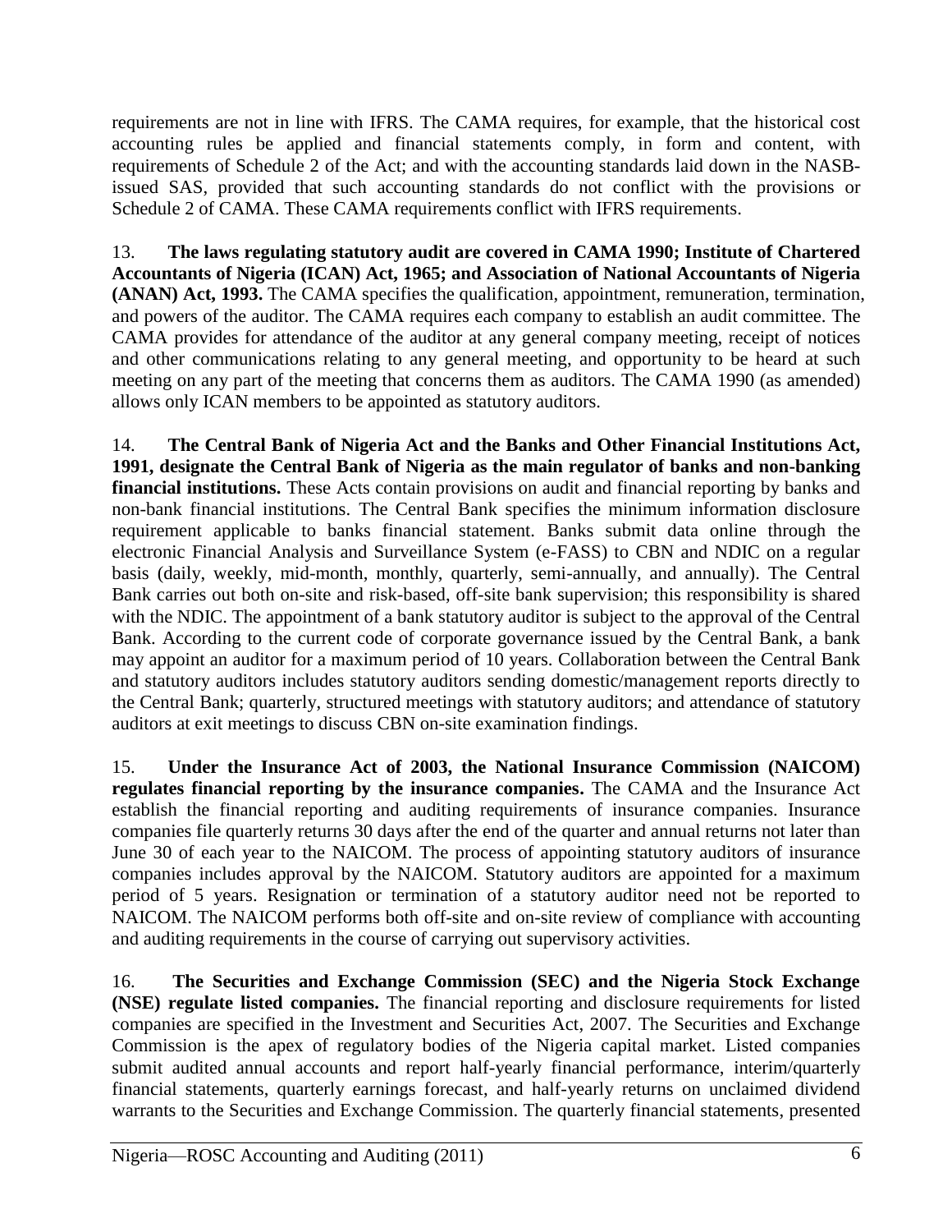requirements are not in line with IFRS. The CAMA requires, for example, that the historical cost accounting rules be applied and financial statements comply, in form and content, with requirements of Schedule 2 of the Act; and with the accounting standards laid down in the NASB-issued SAS, provided that such accounting standards do not conflict with the provisions or Schedule 2 of CAMA. These CAMA requirements conflict with IFRS requirements.

13. **The laws regulating statutory audit are covered in CAMA 1990; Institute of Chartered Accountants of Nigeria (ICAN) Act, 1965; and Association of National Accountants of Nigeria (ANAN) Act, 1993.** The CAMA specifies the qualification, appointment, remuneration, termination, and powers of the auditor. The CAMA requires each company to establish an audit committee. The CAMA provides for attendance of the auditor at any general company meeting, receipt of notices and other communications relating to any general meeting, and opportunity to be heard at such meeting on any part of the meeting that concerns them as auditors. The CAMA 1990 (as amended) allows only ICAN members to be appointed as statutory auditors.

14. **The Central Bank of Nigeria Act and the Banks and Other Financial Institutions Act, 1991, designate the Central Bank of Nigeria as the main regulator of banks and non-banking financial institutions.** These Acts contain provisions on audit and financial reporting by banks and non-bank financial institutions. The Central Bank specifies the minimum information disclosure requirement applicable to banks financial statement. Banks submit data online through the electronic Financial Analysis and Surveillance System (e-FASS) to CBN and NDIC on a regular basis (daily, weekly, mid-month, monthly, quarterly, semi-annually, and annually). The Central Bank carries out both on-site and risk-based, off-site bank supervision; this responsibility is shared with the NDIC. The appointment of a bank statutory auditor is subject to the approval of the Central Bank. According to the current code of corporate governance issued by the Central Bank, a bank may appoint an auditor for a maximum period of 10 years. Collaboration between the Central Bank and statutory auditors includes statutory auditors sending domestic/management reports directly to the Central Bank; quarterly, structured meetings with statutory auditors; and attendance of statutory auditors at exit meetings to discuss CBN on-site examination findings.

15. **Under the Insurance Act of 2003, the National Insurance Commission (NAICOM) regulates financial reporting by the insurance companies.** The CAMA and the Insurance Act establish the financial reporting and auditing requirements of insurance companies. Insurance companies file quarterly returns 30 days after the end of the quarter and annual returns not later than June 30 of each year to the NAICOM. The process of appointing statutory auditors of insurance companies includes approval by the NAICOM. Statutory auditors are appointed for a maximum period of 5 years. Resignation or termination of a statutory auditor need not be reported to NAICOM. The NAICOM performs both off-site and on-site review of compliance with accounting and auditing requirements in the course of carrying out supervisory activities.

16. **The Securities and Exchange Commission (SEC) and the Nigeria Stock Exchange (NSE) regulate listed companies.** The financial reporting and disclosure requirements for listed companies are specified in the Investment and Securities Act, 2007. The Securities and Exchange Commission is the apex of regulatory bodies of the Nigeria capital market. Listed companies submit audited annual accounts and report half-yearly financial performance, interim/quarterly financial statements, quarterly earnings forecast, and half-yearly returns on unclaimed dividend warrants to the Securities and Exchange Commission. The quarterly financial statements, presented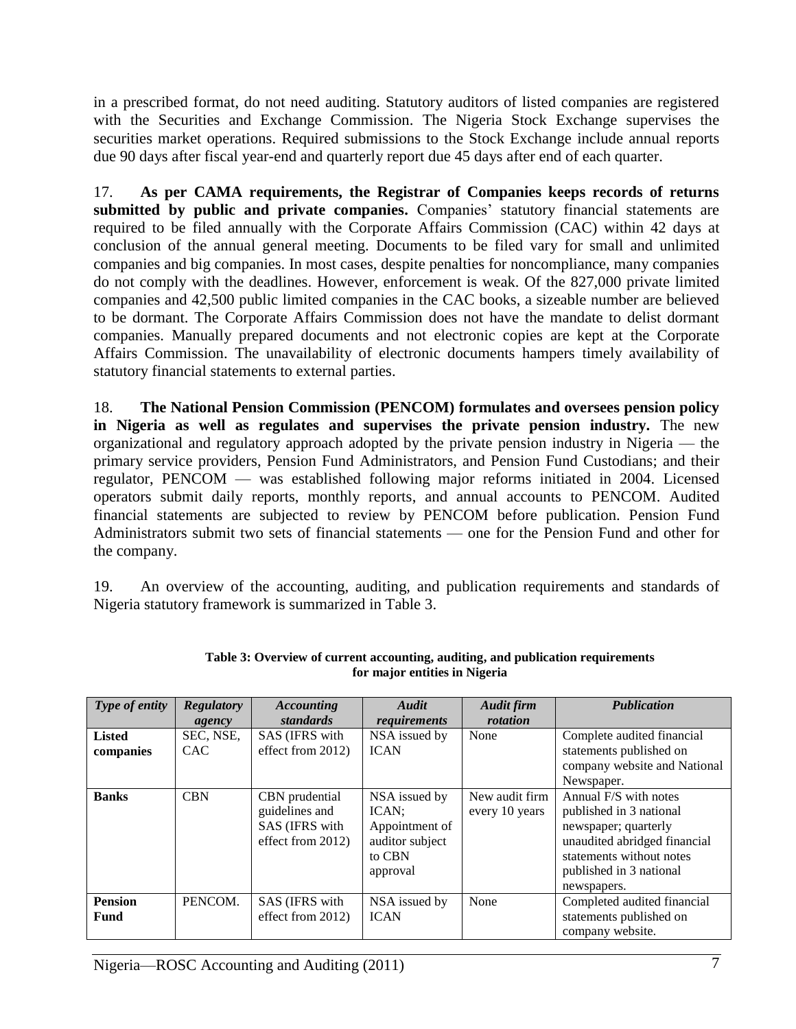in a prescribed format, do not need auditing. Statutory auditors of listed companies are registered with the Securities and Exchange Commission. The Nigeria Stock Exchange supervises the securities market operations. Required submissions to the Stock Exchange include annual reports due 90 days after fiscal year-end and quarterly report due 45 days after end of each quarter.

17. **As per CAMA requirements, the Registrar of Companies keeps records of returns submitted by public and private companies.** Companies' statutory financial statements are required to be filed annually with the Corporate Affairs Commission (CAC) within 42 days at conclusion of the annual general meeting. Documents to be filed vary for small and unlimited companies and big companies. In most cases, despite penalties for noncompliance, many companies do not comply with the deadlines. However, enforcement is weak. Of the 827,000 private limited companies and 42,500 public limited companies in the CAC books, a sizeable number are believed to be dormant. The Corporate Affairs Commission does not have the mandate to delist dormant companies. Manually prepared documents and not electronic copies are kept at the Corporate Affairs Commission. The unavailability of electronic documents hampers timely availability of statutory financial statements to external parties.

18. **The National Pension Commission (PENCOM) formulates and oversees pension policy in Nigeria as well as regulates and supervises the private pension industry.** The new organizational and regulatory approach adopted by the private pension industry in Nigeria — the primary service providers, Pension Fund Administrators, and Pension Fund Custodians; and their regulator, PENCOM — was established following major reforms initiated in 2004. Licensed operators submit daily reports, monthly reports, and annual accounts to PENCOM. Audited financial statements are subjected to review by PENCOM before publication. Pension Fund Administrators submit two sets of financial statements — one for the Pension Fund and other for the company.

19. An overview of the accounting, auditing, and publication requirements and standards of Nigeria statutory framework is summarized in Table 3.

**Table 3: Overview of current accounting, auditing, and publication requirements for major entities in Nigeria**

| *Type of entity* | *Regulatory agency* | *Accounting standards* | *Audit requirements* | *Audit firm rotation* | *Publication* |
|---|---|---|---|---|---|
| **Listed companies** | SEC, NSE, CAC | SAS (IFRS with effect from 2012) | NSA issued by ICAN | None | Complete audited financial statements published on company website and National Newspaper. |
| **Banks** | CBN | CBN prudential guidelines and SAS (IFRS with effect from 2012) | NSA issued by ICAN; Appointment of auditor subject to CBN approval | New audit firm every 10 years | Annual F/S with notes published in 3 national newspaper; quarterly unaudited abridged financial statements without notes published in 3 national newspapers. |
| **Pension Fund** | PENCOM. | SAS (IFRS with effect from 2012) | NSA issued by ICAN | None | Completed audited financial statements published on company website. |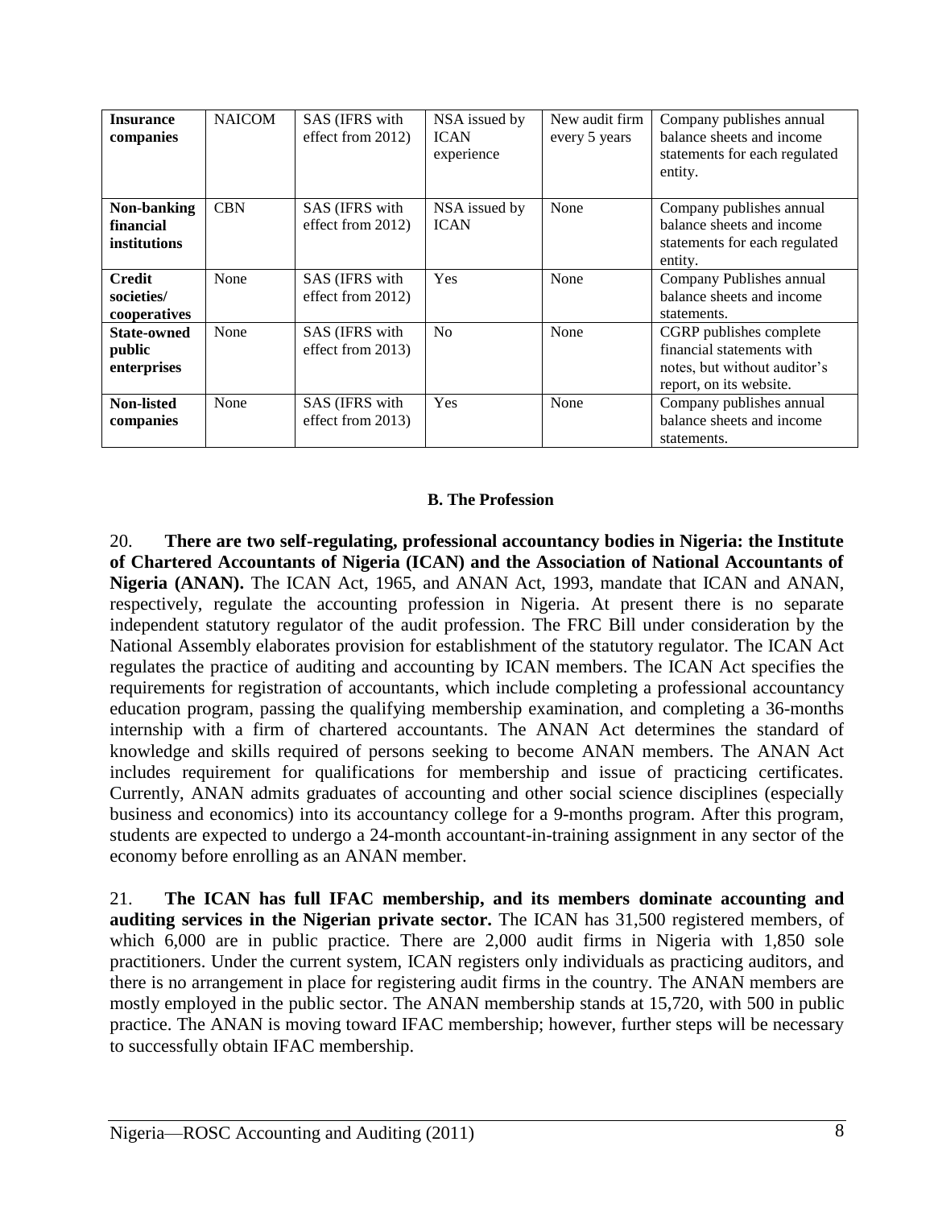| **Insurance companies** | NAICOM | SAS (IFRS with effect from 2012) | NSA issued by ICAN experience | New audit firm every 5 years | Company publishes annual balance sheets and income statements for each regulated entity. |
|---|---|---|---|---|---|
| **Non-banking financial institutions** | CBN | SAS (IFRS with effect from 2012) | NSA issued by ICAN | None | Company publishes annual balance sheets and income statements for each regulated entity. |
| **Credit societies/ cooperatives** | None | SAS (IFRS with effect from 2012) | Yes | None | Company Publishes annual balance sheets and income statements. |
| **State-owned public enterprises** | None | SAS (IFRS with effect from 2013) | No | None | CGRP publishes complete financial statements with notes, but without auditor's report, on its website. |
| **Non-listed companies** | None | SAS (IFRS with effect from 2013) | Yes | None | Company publishes annual balance sheets and income statements. |

## B. The Profession

20. **There are two self-regulating, professional accountancy bodies in Nigeria: the Institute of Chartered Accountants of Nigeria (ICAN) and the Association of National Accountants of Nigeria (ANAN).** The ICAN Act, 1965, and ANAN Act, 1993, mandate that ICAN and ANAN, respectively, regulate the accounting profession in Nigeria. At present there is no separate independent statutory regulator of the audit profession. The FRC Bill under consideration by the National Assembly elaborates provision for establishment of the statutory regulator. The ICAN Act regulates the practice of auditing and accounting by ICAN members. The ICAN Act specifies the requirements for registration of accountants, which include completing a professional accountancy education program, passing the qualifying membership examination, and completing a 36-months internship with a firm of chartered accountants. The ANAN Act determines the standard of knowledge and skills required of persons seeking to become ANAN members. The ANAN Act includes requirement for qualifications for membership and issue of practicing certificates. Currently, ANAN admits graduates of accounting and other social science disciplines (especially business and economics) into its accountancy college for a 9-months program. After this program, students are expected to undergo a 24-month accountant-in-training assignment in any sector of the economy before enrolling as an ANAN member.

21. **The ICAN has full IFAC membership, and its members dominate accounting and auditing services in the Nigerian private sector.** The ICAN has 31,500 registered members, of which 6,000 are in public practice. There are 2,000 audit firms in Nigeria with 1,850 sole practitioners. Under the current system, ICAN registers only individuals as practicing auditors, and there is no arrangement in place for registering audit firms in the country. The ANAN members are mostly employed in the public sector. The ANAN membership stands at 15,720, with 500 in public practice. The ANAN is moving toward IFAC membership; however, further steps will be necessary to successfully obtain IFAC membership.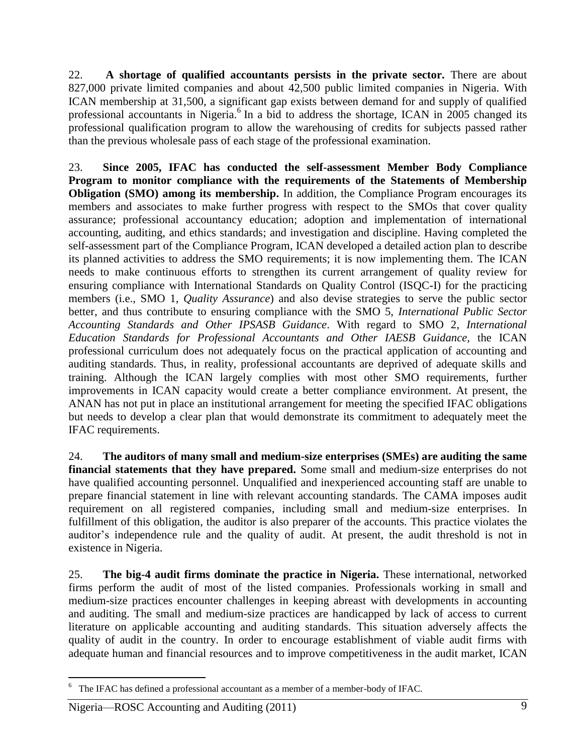22. **A shortage of qualified accountants persists in the private sector.** There are about 827,000 private limited companies and about 42,500 public limited companies in Nigeria. With ICAN membership at 31,500, a significant gap exists between demand for and supply of qualified professional accountants in Nigeria.[6] In a bid to address the shortage, ICAN in 2005 changed its professional qualification program to allow the warehousing of credits for subjects passed rather than the previous wholesale pass of each stage of the professional examination.

23. **Since 2005, IFAC has conducted the self-assessment Member Body Compliance Program to monitor compliance with the requirements of the Statements of Membership Obligation (SMO) among its membership.** In addition, the Compliance Program encourages its members and associates to make further progress with respect to the SMOs that cover quality assurance; professional accountancy education; adoption and implementation of international accounting, auditing, and ethics standards; and investigation and discipline. Having completed the self-assessment part of the Compliance Program, ICAN developed a detailed action plan to describe its planned activities to address the SMO requirements; it is now implementing them. The ICAN needs to make continuous efforts to strengthen its current arrangement of quality review for ensuring compliance with International Standards on Quality Control (ISQC-I) for the practicing members (i.e., SMO 1, *Quality Assurance*) and also devise strategies to serve the public sector better, and thus contribute to ensuring compliance with the SMO 5, *International Public Sector Accounting Standards and Other IPSASB Guidance*. With regard to SMO 2, *International Education Standards for Professional Accountants and Other IAESB Guidance,* the ICAN professional curriculum does not adequately focus on the practical application of accounting and auditing standards. Thus, in reality, professional accountants are deprived of adequate skills and training. Although the ICAN largely complies with most other SMO requirements, further improvements in ICAN capacity would create a better compliance environment. At present, the ANAN has not put in place an institutional arrangement for meeting the specified IFAC obligations but needs to develop a clear plan that would demonstrate its commitment to adequately meet the IFAC requirements.

24. **The auditors of many small and medium-size enterprises (SMEs) are auditing the same financial statements that they have prepared.** Some small and medium-size enterprises do not have qualified accounting personnel. Unqualified and inexperienced accounting staff are unable to prepare financial statement in line with relevant accounting standards. The CAMA imposes audit requirement on all registered companies, including small and medium-size enterprises. In fulfillment of this obligation, the auditor is also preparer of the accounts. This practice violates the auditor's independence rule and the quality of audit. At present, the audit threshold is not in existence in Nigeria.

25. **The big-4 audit firms dominate the practice in Nigeria.** These international, networked firms perform the audit of most of the listed companies. Professionals working in small and medium-size practices encounter challenges in keeping abreast with developments in accounting and auditing. The small and medium-size practices are handicapped by lack of access to current literature on applicable accounting and auditing standards. This situation adversely affects the quality of audit in the country. In order to encourage establishment of viable audit firms with adequate human and financial resources and to improve competitiveness in the audit market, ICAN

---

[6] The IFAC has defined a professional accountant as a member of a member-body of IFAC.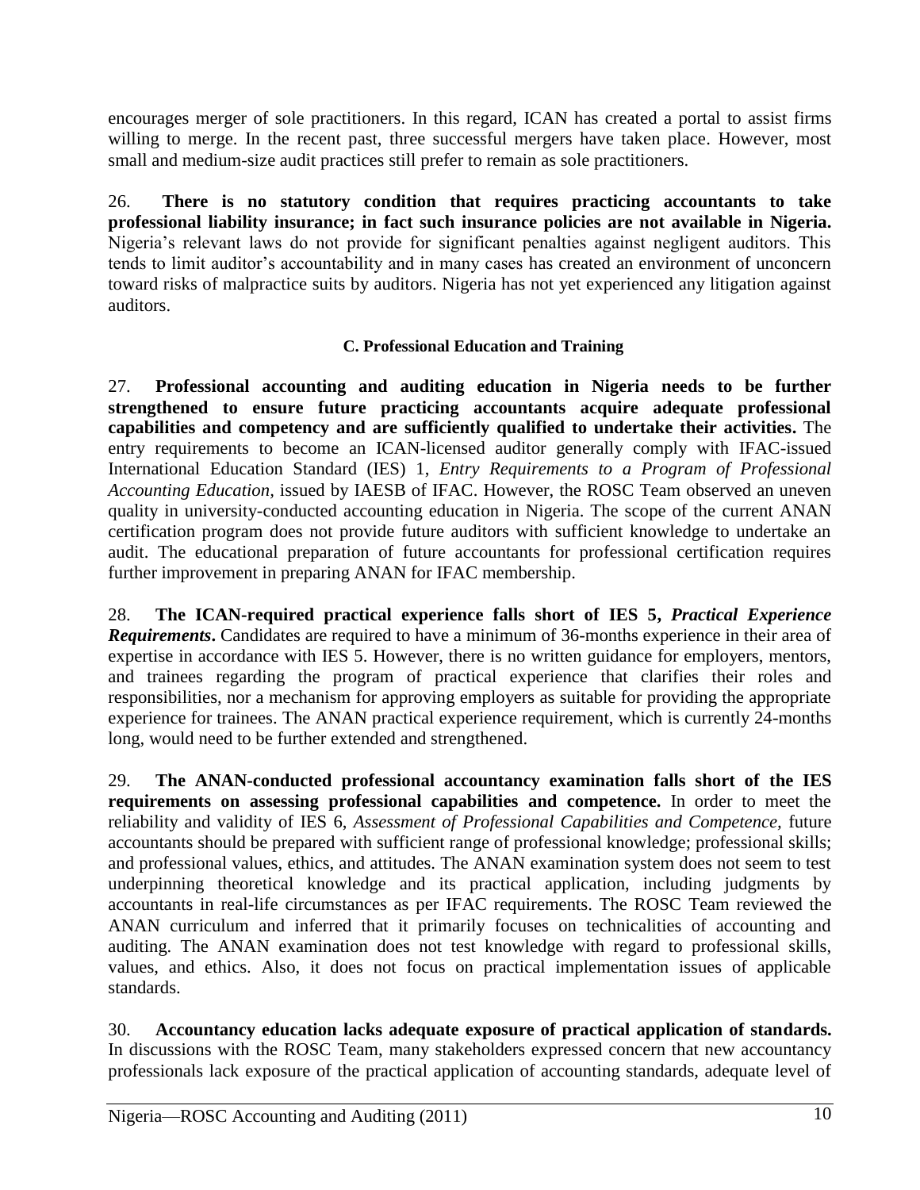encourages merger of sole practitioners. In this regard, ICAN has created a portal to assist firms willing to merge. In the recent past, three successful mergers have taken place. However, most small and medium-size audit practices still prefer to remain as sole practitioners.

26. **There is no statutory condition that requires practicing accountants to take professional liability insurance; in fact such insurance policies are not available in Nigeria.** Nigeria's relevant laws do not provide for significant penalties against negligent auditors. This tends to limit auditor's accountability and in many cases has created an environment of unconcern toward risks of malpractice suits by auditors. Nigeria has not yet experienced any litigation against auditors.

### C. Professional Education and Training

27. **Professional accounting and auditing education in Nigeria needs to be further strengthened to ensure future practicing accountants acquire adequate professional capabilities and competency and are sufficiently qualified to undertake their activities.** The entry requirements to become an ICAN-licensed auditor generally comply with IFAC-issued International Education Standard (IES) 1, *Entry Requirements to a Program of Professional Accounting Education,* issued by IAESB of IFAC. However, the ROSC Team observed an uneven quality in university-conducted accounting education in Nigeria. The scope of the current ANAN certification program does not provide future auditors with sufficient knowledge to undertake an audit. The educational preparation of future accountants for professional certification requires further improvement in preparing ANAN for IFAC membership.

28. **The ICAN-required practical experience falls short of IES 5, *Practical Experience Requirements*.** Candidates are required to have a minimum of 36-months experience in their area of expertise in accordance with IES 5. However, there is no written guidance for employers, mentors, and trainees regarding the program of practical experience that clarifies their roles and responsibilities, nor a mechanism for approving employers as suitable for providing the appropriate experience for trainees. The ANAN practical experience requirement, which is currently 24-months long, would need to be further extended and strengthened.

29. **The ANAN-conducted professional accountancy examination falls short of the IES requirements on assessing professional capabilities and competence.** In order to meet the reliability and validity of IES 6, *Assessment of Professional Capabilities and Competence,* future accountants should be prepared with sufficient range of professional knowledge; professional skills; and professional values, ethics, and attitudes. The ANAN examination system does not seem to test underpinning theoretical knowledge and its practical application, including judgments by accountants in real-life circumstances as per IFAC requirements. The ROSC Team reviewed the ANAN curriculum and inferred that it primarily focuses on technicalities of accounting and auditing. The ANAN examination does not test knowledge with regard to professional skills, values, and ethics. Also, it does not focus on practical implementation issues of applicable standards.

30. **Accountancy education lacks adequate exposure of practical application of standards.** In discussions with the ROSC Team, many stakeholders expressed concern that new accountancy professionals lack exposure of the practical application of accounting standards, adequate level of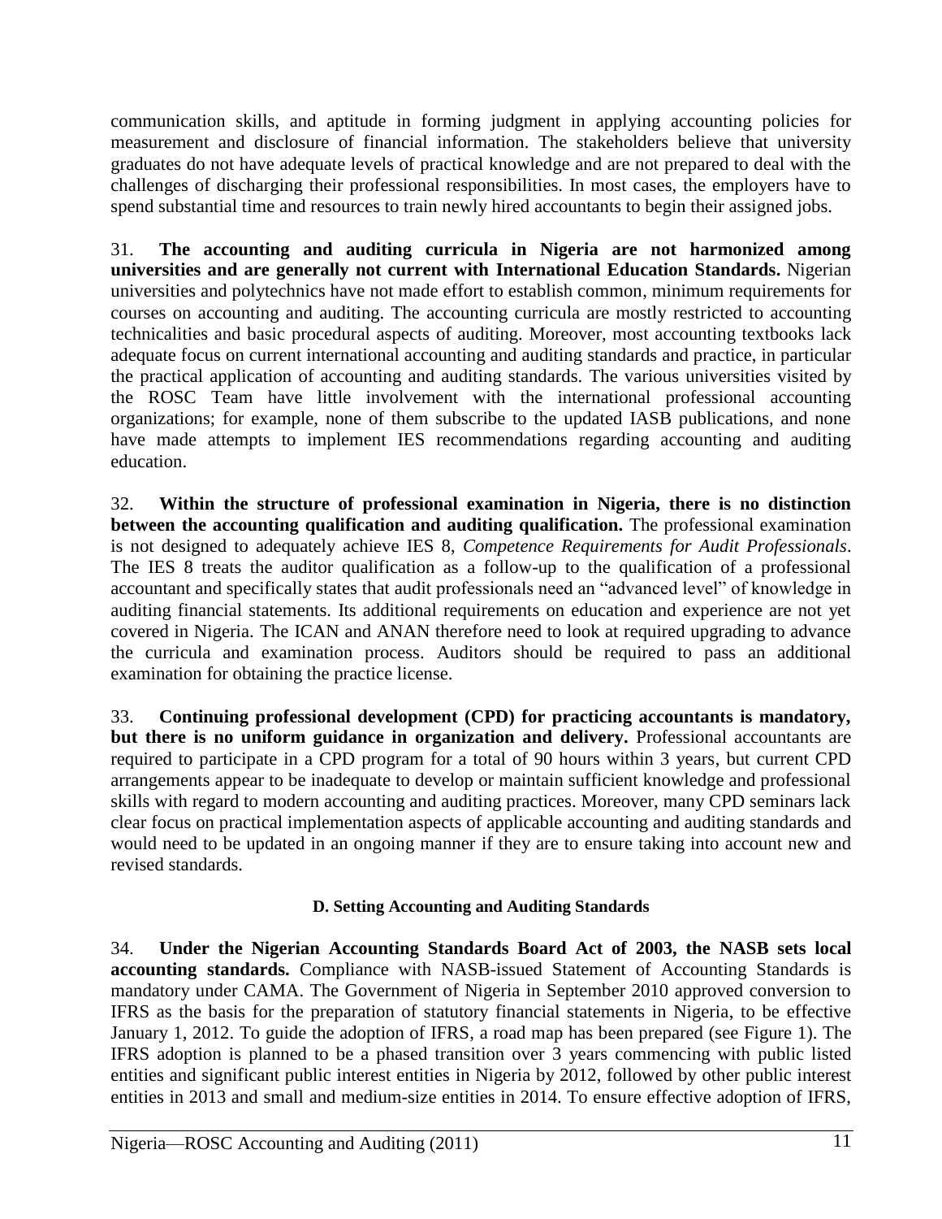communication skills, and aptitude in forming judgment in applying accounting policies for measurement and disclosure of financial information. The stakeholders believe that university graduates do not have adequate levels of practical knowledge and are not prepared to deal with the challenges of discharging their professional responsibilities. In most cases, the employers have to spend substantial time and resources to train newly hired accountants to begin their assigned jobs.

31. **The accounting and auditing curricula in Nigeria are not harmonized among universities and are generally not current with International Education Standards.** Nigerian universities and polytechnics have not made effort to establish common, minimum requirements for courses on accounting and auditing. The accounting curricula are mostly restricted to accounting technicalities and basic procedural aspects of auditing. Moreover, most accounting textbooks lack adequate focus on current international accounting and auditing standards and practice, in particular the practical application of accounting and auditing standards. The various universities visited by the ROSC Team have little involvement with the international professional accounting organizations; for example, none of them subscribe to the updated IASB publications, and none have made attempts to implement IES recommendations regarding accounting and auditing education.

32. **Within the structure of professional examination in Nigeria, there is no distinction between the accounting qualification and auditing qualification.** The professional examination is not designed to adequately achieve IES 8, *Competence Requirements for Audit Professionals*. The IES 8 treats the auditor qualification as a follow-up to the qualification of a professional accountant and specifically states that audit professionals need an "advanced level" of knowledge in auditing financial statements. Its additional requirements on education and experience are not yet covered in Nigeria. The ICAN and ANAN therefore need to look at required upgrading to advance the curricula and examination process. Auditors should be required to pass an additional examination for obtaining the practice license.

33. **Continuing professional development (CPD) for practicing accountants is mandatory, but there is no uniform guidance in organization and delivery.** Professional accountants are required to participate in a CPD program for a total of 90 hours within 3 years, but current CPD arrangements appear to be inadequate to develop or maintain sufficient knowledge and professional skills with regard to modern accounting and auditing practices. Moreover, many CPD seminars lack clear focus on practical implementation aspects of applicable accounting and auditing standards and would need to be updated in an ongoing manner if they are to ensure taking into account new and revised standards.

### D. Setting Accounting and Auditing Standards

34. **Under the Nigerian Accounting Standards Board Act of 2003, the NASB sets local accounting standards.** Compliance with NASB-issued Statement of Accounting Standards is mandatory under CAMA. The Government of Nigeria in September 2010 approved conversion to IFRS as the basis for the preparation of statutory financial statements in Nigeria, to be effective January 1, 2012. To guide the adoption of IFRS, a road map has been prepared (see Figure 1). The IFRS adoption is planned to be a phased transition over 3 years commencing with public listed entities and significant public interest entities in Nigeria by 2012, followed by other public interest entities in 2013 and small and medium-size entities in 2014. To ensure effective adoption of IFRS,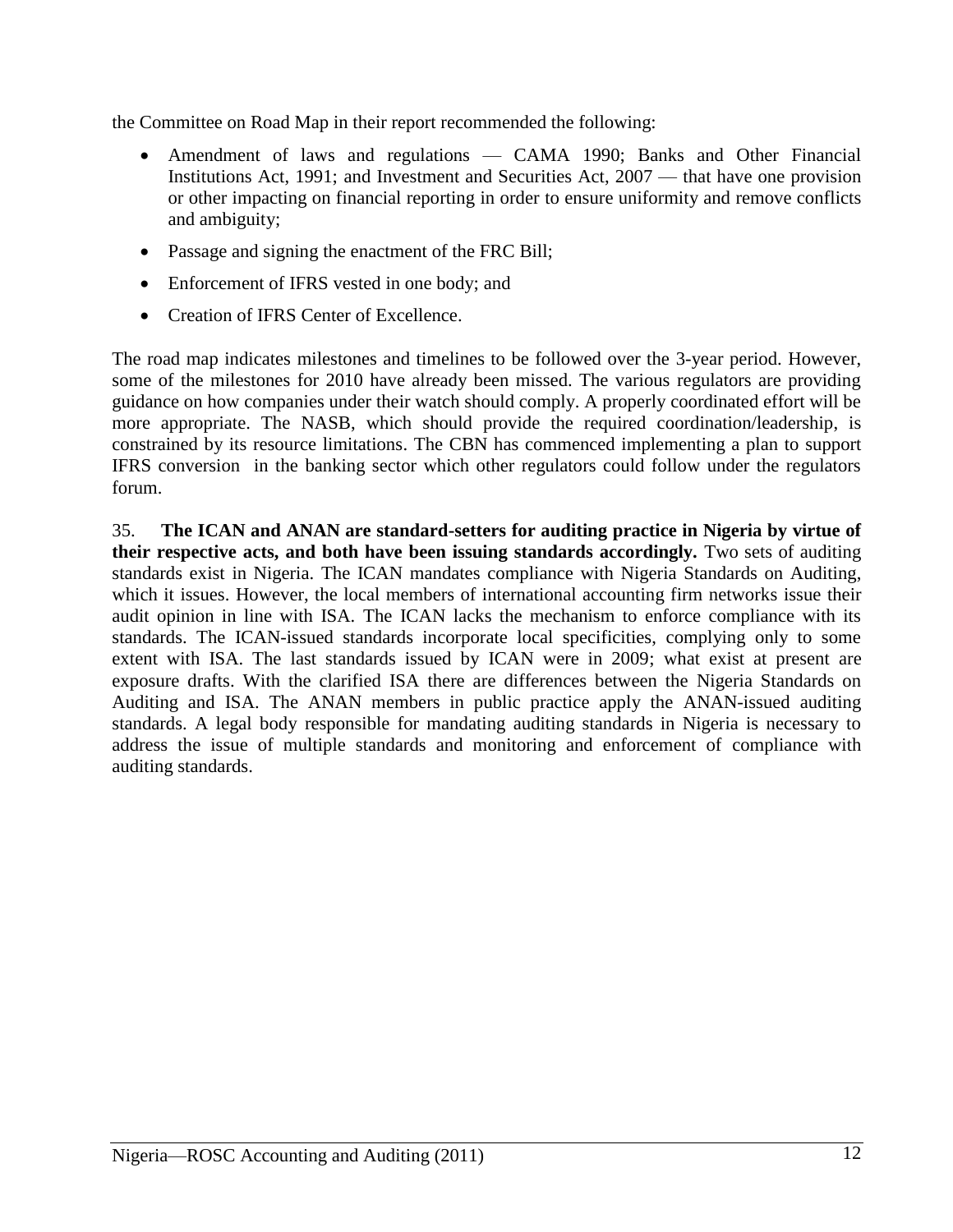the Committee on Road Map in their report recommended the following:

- Amendment of laws and regulations — CAMA 1990; Banks and Other Financial Institutions Act, 1991; and Investment and Securities Act, 2007 — that have one provision or other impacting on financial reporting in order to ensure uniformity and remove conflicts and ambiguity;
- Passage and signing the enactment of the FRC Bill;
- Enforcement of IFRS vested in one body; and
- Creation of IFRS Center of Excellence.

The road map indicates milestones and timelines to be followed over the 3-year period. However, some of the milestones for 2010 have already been missed. The various regulators are providing guidance on how companies under their watch should comply. A properly coordinated effort will be more appropriate. The NASB, which should provide the required coordination/leadership, is constrained by its resource limitations. The CBN has commenced implementing a plan to support IFRS conversion in the banking sector which other regulators could follow under the regulators forum.

35. **The ICAN and ANAN are standard-setters for auditing practice in Nigeria by virtue of their respective acts, and both have been issuing standards accordingly.** Two sets of auditing standards exist in Nigeria. The ICAN mandates compliance with Nigeria Standards on Auditing, which it issues. However, the local members of international accounting firm networks issue their audit opinion in line with ISA. The ICAN lacks the mechanism to enforce compliance with its standards. The ICAN-issued standards incorporate local specificities, complying only to some extent with ISA. The last standards issued by ICAN were in 2009; what exist at present are exposure drafts. With the clarified ISA there are differences between the Nigeria Standards on Auditing and ISA. The ANAN members in public practice apply the ANAN-issued auditing standards. A legal body responsible for mandating auditing standards in Nigeria is necessary to address the issue of multiple standards and monitoring and enforcement of compliance with auditing standards.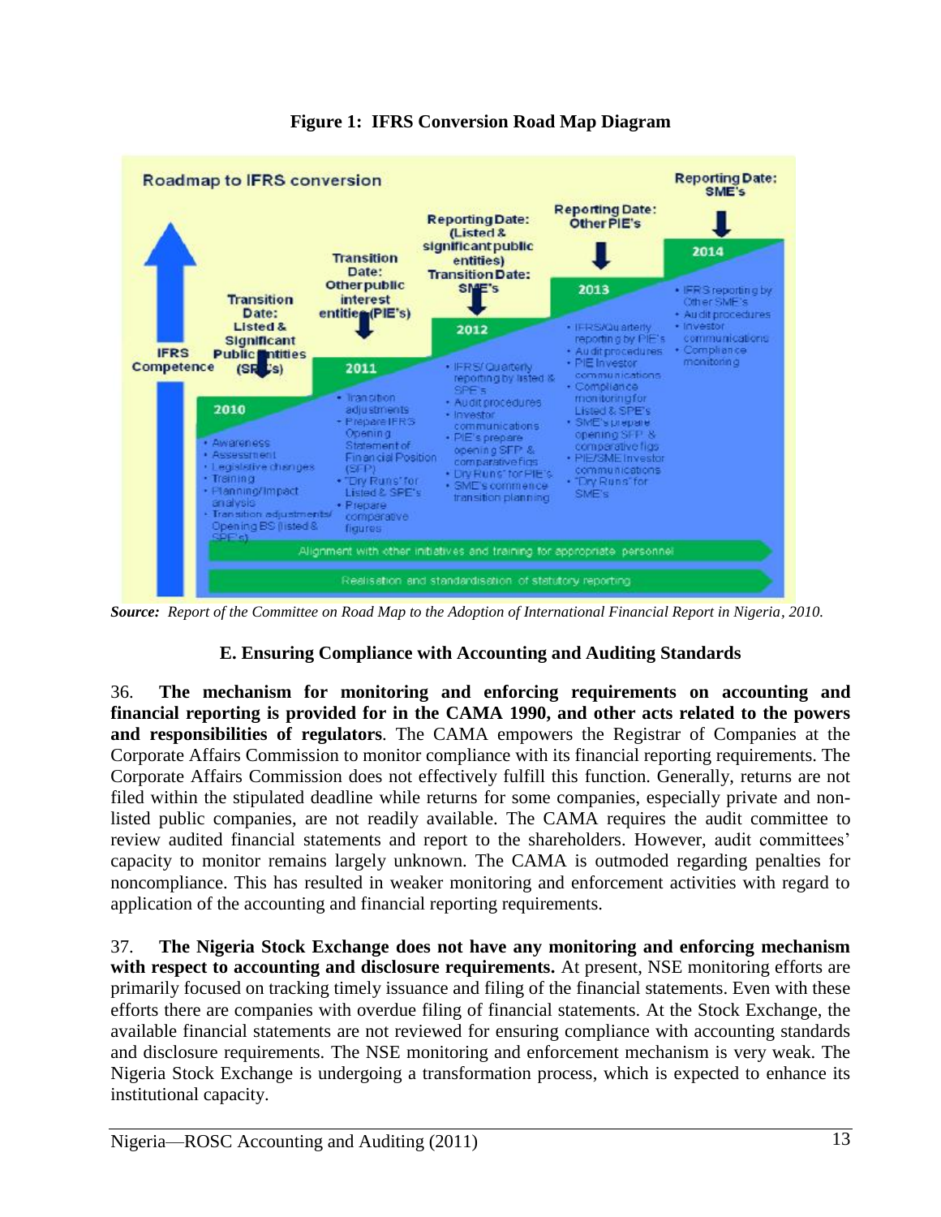**Figure 1: IFRS Conversion Road Map Diagram**

Roadmap to IFRS conversion

IFRS Competence

Transition Date: Listed & Significant Public Entities (SPE's)

**2010**

- Awareness
- Assessment
- Legislative changes
- Training
- Planning/Impact analysis
- Transition adjustments/ Opening BS (listed & SPE's)

Transition Date: Other public interest entities (PIE's)

**2011**

- Transition adjustments
- Prepare IFRS Opening Statement of Financial Position (SFP)
- "Dry Runs" for Listed & SPE's
- Prepare comperative figures

Reporting Date: (Listed & significant public entities) Transition Date: SME's

**2012**

- IFRS/ Quarterly reporting by listed & SPE's
- Audit procedures
- Investor communications
- PIE's prepare opening SFP & comparative figs
- Dry Runs" for PIE's
- SME's commence transition planning

Reporting Date: Other PIE's

**2013**

- IFRS/Quarterly reporting by PIE's
- Audit procedures
- PIE Investor communications
- Compliance monitoring for Listed & SPE's
- SME's prepare opening SFP & comparative figs
- PIE/SME Investor communications
- "Dry Runs" for SME's

Reporting Date: SME's

**2014**

- IFRS reporting by Other SME's
- Audit procedures
- Investor communications
- Compliance monitoring

Alignment with other initiatives and training for appropriate personnel

Realisation and standardisation of statutory reporting

***Source:*** *Report of the Committee on Road Map to the Adoption of International Financial Report in Nigeria, 2010.*

## E. Ensuring Compliance with Accounting and Auditing Standards

36. **The mechanism for monitoring and enforcing requirements on accounting and financial reporting is provided for in the CAMA 1990, and other acts related to the powers and responsibilities of regulators**. The CAMA empowers the Registrar of Companies at the Corporate Affairs Commission to monitor compliance with its financial reporting requirements. The Corporate Affairs Commission does not effectively fulfill this function. Generally, returns are not filed within the stipulated deadline while returns for some companies, especially private and non-listed public companies, are not readily available. The CAMA requires the audit committee to review audited financial statements and report to the shareholders. However, audit committees' capacity to monitor remains largely unknown. The CAMA is outmoded regarding penalties for noncompliance. This has resulted in weaker monitoring and enforcement activities with regard to application of the accounting and financial reporting requirements.

37. **The Nigeria Stock Exchange does not have any monitoring and enforcing mechanism with respect to accounting and disclosure requirements.** At present, NSE monitoring efforts are primarily focused on tracking timely issuance and filing of the financial statements. Even with these efforts there are companies with overdue filing of financial statements. At the Stock Exchange, the available financial statements are not reviewed for ensuring compliance with accounting standards and disclosure requirements. The NSE monitoring and enforcement mechanism is very weak. The Nigeria Stock Exchange is undergoing a transformation process, which is expected to enhance its institutional capacity.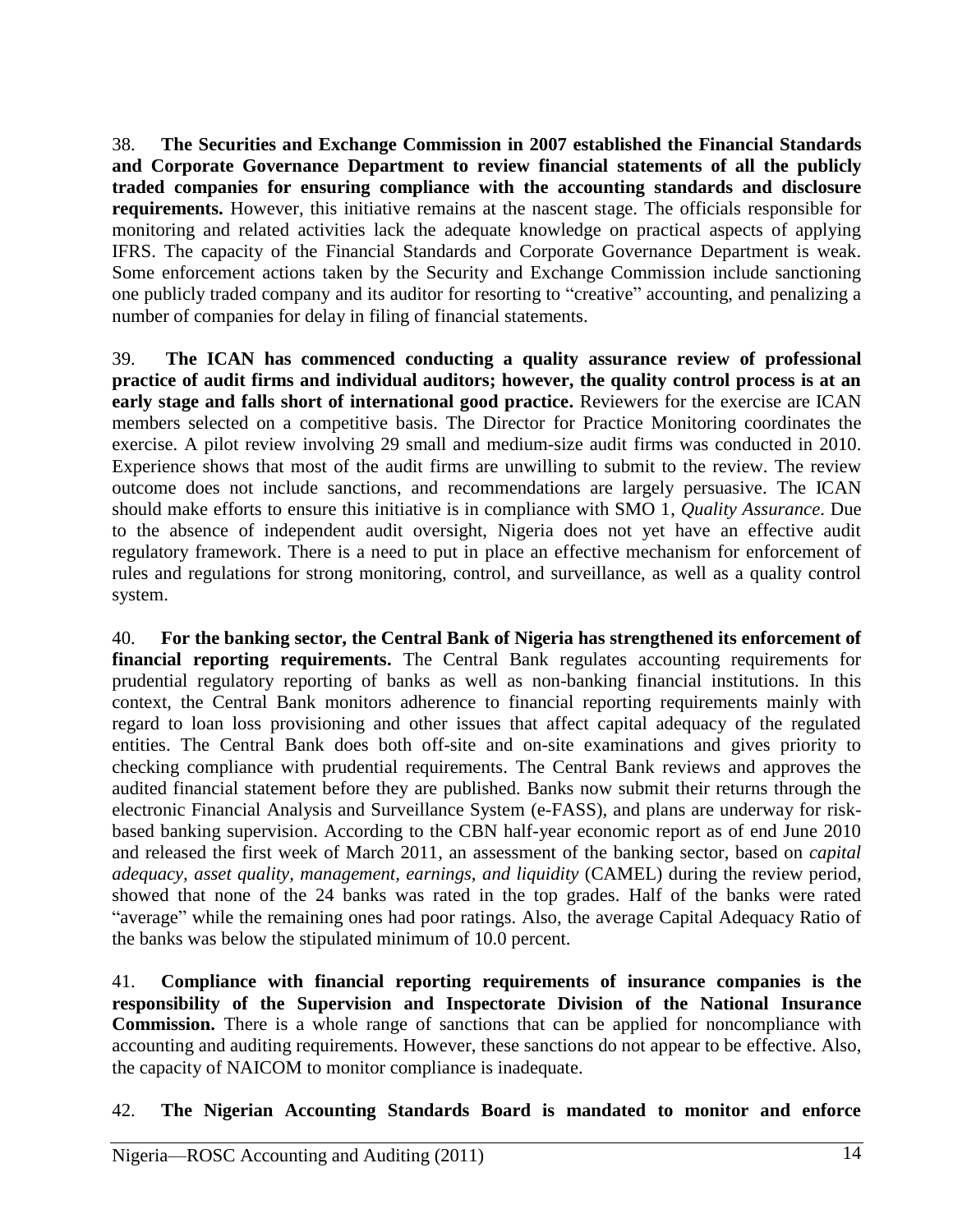38. **The Securities and Exchange Commission in 2007 established the Financial Standards and Corporate Governance Department to review financial statements of all the publicly traded companies for ensuring compliance with the accounting standards and disclosure requirements.** However, this initiative remains at the nascent stage. The officials responsible for monitoring and related activities lack the adequate knowledge on practical aspects of applying IFRS. The capacity of the Financial Standards and Corporate Governance Department is weak. Some enforcement actions taken by the Security and Exchange Commission include sanctioning one publicly traded company and its auditor for resorting to "creative" accounting, and penalizing a number of companies for delay in filing of financial statements.

39. **The ICAN has commenced conducting a quality assurance review of professional practice of audit firms and individual auditors; however, the quality control process is at an early stage and falls short of international good practice.** Reviewers for the exercise are ICAN members selected on a competitive basis. The Director for Practice Monitoring coordinates the exercise. A pilot review involving 29 small and medium-size audit firms was conducted in 2010. Experience shows that most of the audit firms are unwilling to submit to the review. The review outcome does not include sanctions, and recommendations are largely persuasive. The ICAN should make efforts to ensure this initiative is in compliance with SMO 1, *Quality Assurance*. Due to the absence of independent audit oversight, Nigeria does not yet have an effective audit regulatory framework. There is a need to put in place an effective mechanism for enforcement of rules and regulations for strong monitoring, control, and surveillance, as well as a quality control system.

40. **For the banking sector, the Central Bank of Nigeria has strengthened its enforcement of financial reporting requirements.** The Central Bank regulates accounting requirements for prudential regulatory reporting of banks as well as non-banking financial institutions. In this context, the Central Bank monitors adherence to financial reporting requirements mainly with regard to loan loss provisioning and other issues that affect capital adequacy of the regulated entities. The Central Bank does both off-site and on-site examinations and gives priority to checking compliance with prudential requirements. The Central Bank reviews and approves the audited financial statement before they are published. Banks now submit their returns through the electronic Financial Analysis and Surveillance System (e-FASS), and plans are underway for risk-based banking supervision. According to the CBN half-year economic report as of end June 2010 and released the first week of March 2011, an assessment of the banking sector, based on *capital adequacy, asset quality, management, earnings, and liquidity* (CAMEL) during the review period, showed that none of the 24 banks was rated in the top grades. Half of the banks were rated "average" while the remaining ones had poor ratings. Also, the average Capital Adequacy Ratio of the banks was below the stipulated minimum of 10.0 percent.

41. **Compliance with financial reporting requirements of insurance companies is the responsibility of the Supervision and Inspectorate Division of the National Insurance Commission.** There is a whole range of sanctions that can be applied for noncompliance with accounting and auditing requirements. However, these sanctions do not appear to be effective. Also, the capacity of NAICOM to monitor compliance is inadequate.

42. **The Nigerian Accounting Standards Board is mandated to monitor and enforce**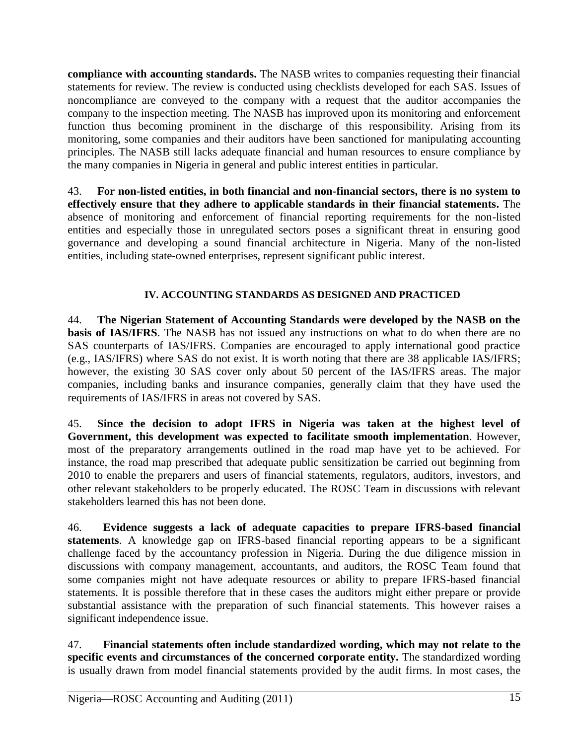**compliance with accounting standards.** The NASB writes to companies requesting their financial statements for review. The review is conducted using checklists developed for each SAS. Issues of noncompliance are conveyed to the company with a request that the auditor accompanies the company to the inspection meeting. The NASB has improved upon its monitoring and enforcement function thus becoming prominent in the discharge of this responsibility. Arising from its monitoring, some companies and their auditors have been sanctioned for manipulating accounting principles. The NASB still lacks adequate financial and human resources to ensure compliance by the many companies in Nigeria in general and public interest entities in particular.

43. **For non-listed entities, in both financial and non-financial sectors, there is no system to effectively ensure that they adhere to applicable standards in their financial statements.** The absence of monitoring and enforcement of financial reporting requirements for the non-listed entities and especially those in unregulated sectors poses a significant threat in ensuring good governance and developing a sound financial architecture in Nigeria. Many of the non-listed entities, including state-owned enterprises, represent significant public interest.

## IV. ACCOUNTING STANDARDS AS DESIGNED AND PRACTICED

44. **The Nigerian Statement of Accounting Standards were developed by the NASB on the basis of IAS/IFRS**. The NASB has not issued any instructions on what to do when there are no SAS counterparts of IAS/IFRS. Companies are encouraged to apply international good practice (e.g., IAS/IFRS) where SAS do not exist. It is worth noting that there are 38 applicable IAS/IFRS; however, the existing 30 SAS cover only about 50 percent of the IAS/IFRS areas. The major companies, including banks and insurance companies, generally claim that they have used the requirements of IAS/IFRS in areas not covered by SAS.

45. **Since the decision to adopt IFRS in Nigeria was taken at the highest level of Government, this development was expected to facilitate smooth implementation**. However, most of the preparatory arrangements outlined in the road map have yet to be achieved. For instance, the road map prescribed that adequate public sensitization be carried out beginning from 2010 to enable the preparers and users of financial statements, regulators, auditors, investors, and other relevant stakeholders to be properly educated. The ROSC Team in discussions with relevant stakeholders learned this has not been done.

46. **Evidence suggests a lack of adequate capacities to prepare IFRS-based financial statements**. A knowledge gap on IFRS-based financial reporting appears to be a significant challenge faced by the accountancy profession in Nigeria. During the due diligence mission in discussions with company management, accountants, and auditors, the ROSC Team found that some companies might not have adequate resources or ability to prepare IFRS-based financial statements. It is possible therefore that in these cases the auditors might either prepare or provide substantial assistance with the preparation of such financial statements. This however raises a significant independence issue.

47. **Financial statements often include standardized wording, which may not relate to the specific events and circumstances of the concerned corporate entity.** The standardized wording is usually drawn from model financial statements provided by the audit firms. In most cases, the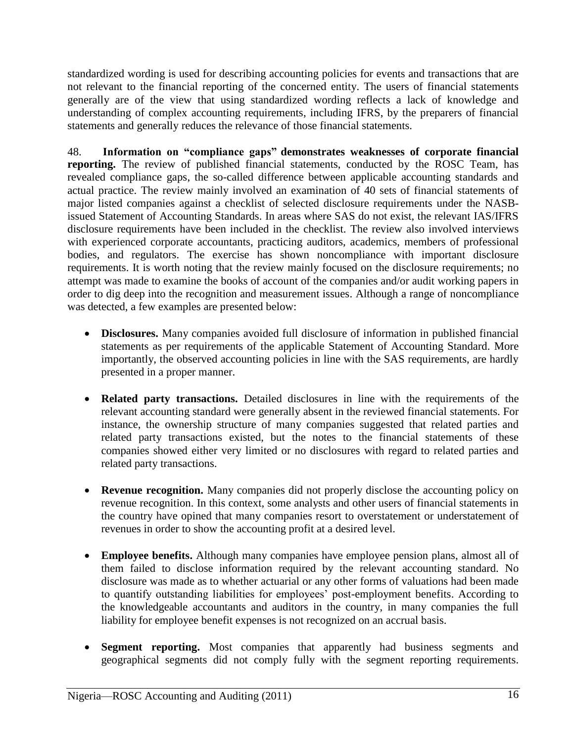standardized wording is used for describing accounting policies for events and transactions that are not relevant to the financial reporting of the concerned entity. The users of financial statements generally are of the view that using standardized wording reflects a lack of knowledge and understanding of complex accounting requirements, including IFRS, by the preparers of financial statements and generally reduces the relevance of those financial statements.

48. **Information on "compliance gaps" demonstrates weaknesses of corporate financial reporting.** The review of published financial statements, conducted by the ROSC Team, has revealed compliance gaps, the so-called difference between applicable accounting standards and actual practice. The review mainly involved an examination of 40 sets of financial statements of major listed companies against a checklist of selected disclosure requirements under the NASB-issued Statement of Accounting Standards. In areas where SAS do not exist, the relevant IAS/IFRS disclosure requirements have been included in the checklist. The review also involved interviews with experienced corporate accountants, practicing auditors, academics, members of professional bodies, and regulators. The exercise has shown noncompliance with important disclosure requirements. It is worth noting that the review mainly focused on the disclosure requirements; no attempt was made to examine the books of account of the companies and/or audit working papers in order to dig deep into the recognition and measurement issues. Although a range of noncompliance was detected, a few examples are presented below:

- **Disclosures.** Many companies avoided full disclosure of information in published financial statements as per requirements of the applicable Statement of Accounting Standard. More importantly, the observed accounting policies in line with the SAS requirements, are hardly presented in a proper manner.

- **Related party transactions.** Detailed disclosures in line with the requirements of the relevant accounting standard were generally absent in the reviewed financial statements. For instance, the ownership structure of many companies suggested that related parties and related party transactions existed, but the notes to the financial statements of these companies showed either very limited or no disclosures with regard to related parties and related party transactions.

- **Revenue recognition.** Many companies did not properly disclose the accounting policy on revenue recognition. In this context, some analysts and other users of financial statements in the country have opined that many companies resort to overstatement or understatement of revenues in order to show the accounting profit at a desired level.

- **Employee benefits.** Although many companies have employee pension plans, almost all of them failed to disclose information required by the relevant accounting standard. No disclosure was made as to whether actuarial or any other forms of valuations had been made to quantify outstanding liabilities for employees' post-employment benefits. According to the knowledgeable accountants and auditors in the country, in many companies the full liability for employee benefit expenses is not recognized on an accrual basis.

- **Segment reporting.** Most companies that apparently had business segments and geographical segments did not comply fully with the segment reporting requirements.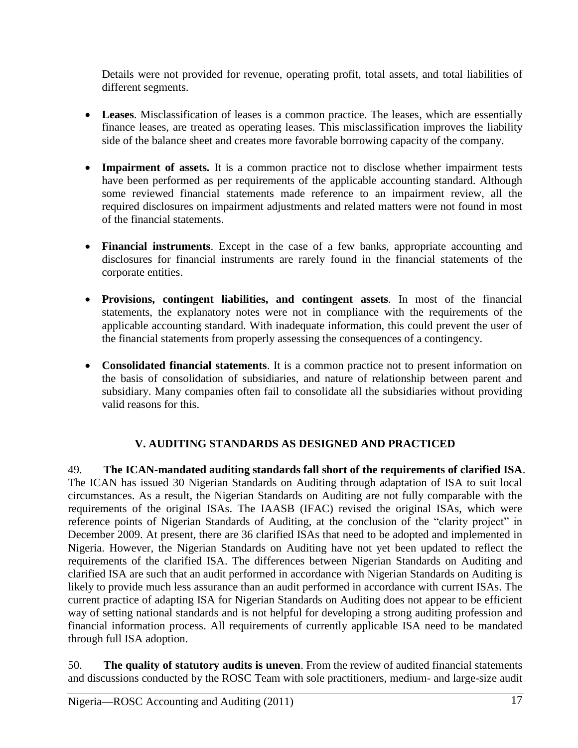Details were not provided for revenue, operating profit, total assets, and total liabilities of different segments.

- **Leases**. Misclassification of leases is a common practice. The leases, which are essentially finance leases, are treated as operating leases. This misclassification improves the liability side of the balance sheet and creates more favorable borrowing capacity of the company.

- **Impairment of assets.** It is a common practice not to disclose whether impairment tests have been performed as per requirements of the applicable accounting standard. Although some reviewed financial statements made reference to an impairment review, all the required disclosures on impairment adjustments and related matters were not found in most of the financial statements.

- **Financial instruments**. Except in the case of a few banks, appropriate accounting and disclosures for financial instruments are rarely found in the financial statements of the corporate entities.

- **Provisions, contingent liabilities, and contingent assets**. In most of the financial statements, the explanatory notes were not in compliance with the requirements of the applicable accounting standard. With inadequate information, this could prevent the user of the financial statements from properly assessing the consequences of a contingency.

- **Consolidated financial statements**. It is a common practice not to present information on the basis of consolidation of subsidiaries, and nature of relationship between parent and subsidiary. Many companies often fail to consolidate all the subsidiaries without providing valid reasons for this.

## V. AUDITING STANDARDS AS DESIGNED AND PRACTICED

49. **The ICAN-mandated auditing standards fall short of the requirements of clarified ISA**. The ICAN has issued 30 Nigerian Standards on Auditing through adaptation of ISA to suit local circumstances. As a result, the Nigerian Standards on Auditing are not fully comparable with the requirements of the original ISAs. The IAASB (IFAC) revised the original ISAs, which were reference points of Nigerian Standards of Auditing, at the conclusion of the "clarity project" in December 2009. At present, there are 36 clarified ISAs that need to be adopted and implemented in Nigeria. However, the Nigerian Standards on Auditing have not yet been updated to reflect the requirements of the clarified ISA. The differences between Nigerian Standards on Auditing and clarified ISA are such that an audit performed in accordance with Nigerian Standards on Auditing is likely to provide much less assurance than an audit performed in accordance with current ISAs. The current practice of adapting ISA for Nigerian Standards on Auditing does not appear to be efficient way of setting national standards and is not helpful for developing a strong auditing profession and financial information process. All requirements of currently applicable ISA need to be mandated through full ISA adoption.

50. **The quality of statutory audits is uneven**. From the review of audited financial statements and discussions conducted by the ROSC Team with sole practitioners, medium- and large-size audit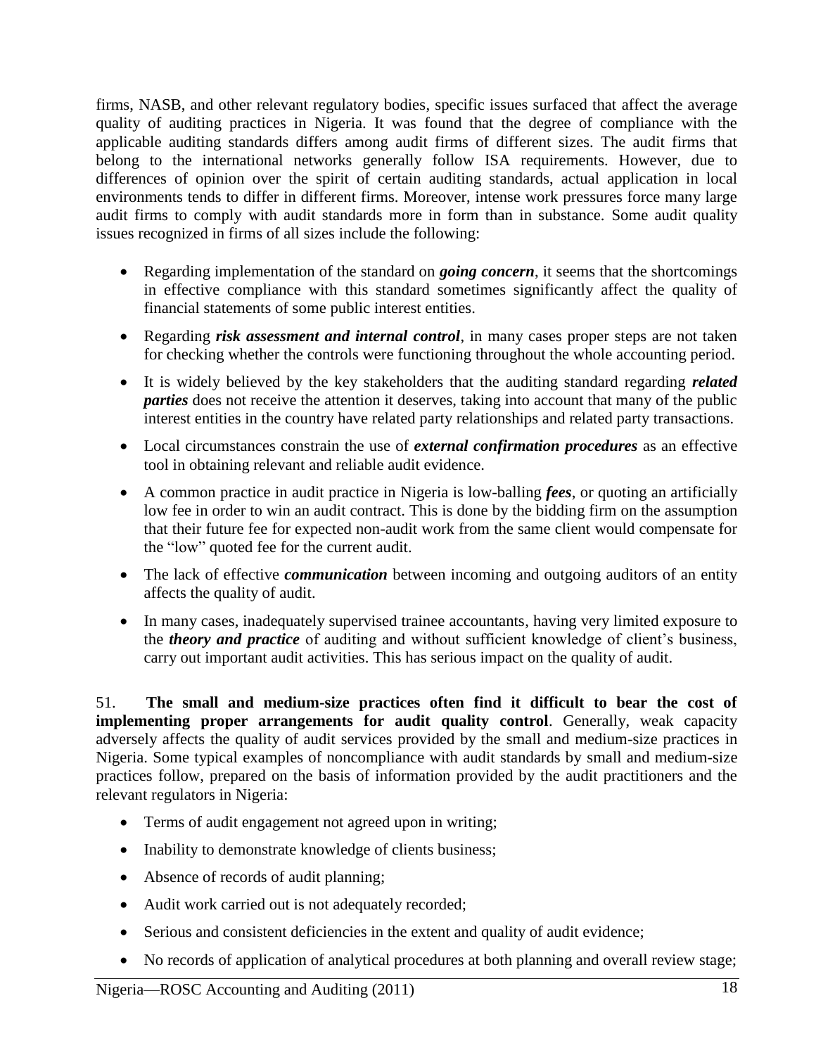firms, NASB, and other relevant regulatory bodies, specific issues surfaced that affect the average quality of auditing practices in Nigeria. It was found that the degree of compliance with the applicable auditing standards differs among audit firms of different sizes. The audit firms that belong to the international networks generally follow ISA requirements. However, due to differences of opinion over the spirit of certain auditing standards, actual application in local environments tends to differ in different firms. Moreover, intense work pressures force many large audit firms to comply with audit standards more in form than in substance. Some audit quality issues recognized in firms of all sizes include the following:

- Regarding implementation of the standard on ***going concern***, it seems that the shortcomings in effective compliance with this standard sometimes significantly affect the quality of financial statements of some public interest entities.
- Regarding ***risk assessment and internal control***, in many cases proper steps are not taken for checking whether the controls were functioning throughout the whole accounting period.
- It is widely believed by the key stakeholders that the auditing standard regarding ***related parties*** does not receive the attention it deserves, taking into account that many of the public interest entities in the country have related party relationships and related party transactions.
- Local circumstances constrain the use of ***external confirmation procedures*** as an effective tool in obtaining relevant and reliable audit evidence.
- A common practice in audit practice in Nigeria is low-balling ***fees***, or quoting an artificially low fee in order to win an audit contract. This is done by the bidding firm on the assumption that their future fee for expected non-audit work from the same client would compensate for the "low" quoted fee for the current audit.
- The lack of effective ***communication*** between incoming and outgoing auditors of an entity affects the quality of audit.
- In many cases, inadequately supervised trainee accountants, having very limited exposure to the ***theory and practice*** of auditing and without sufficient knowledge of client's business, carry out important audit activities. This has serious impact on the quality of audit.

51. **The small and medium-size practices often find it difficult to bear the cost of implementing proper arrangements for audit quality control**. Generally, weak capacity adversely affects the quality of audit services provided by the small and medium-size practices in Nigeria. Some typical examples of noncompliance with audit standards by small and medium-size practices follow, prepared on the basis of information provided by the audit practitioners and the relevant regulators in Nigeria:

- Terms of audit engagement not agreed upon in writing;
- Inability to demonstrate knowledge of clients business;
- Absence of records of audit planning;
- Audit work carried out is not adequately recorded;
- Serious and consistent deficiencies in the extent and quality of audit evidence;
- No records of application of analytical procedures at both planning and overall review stage;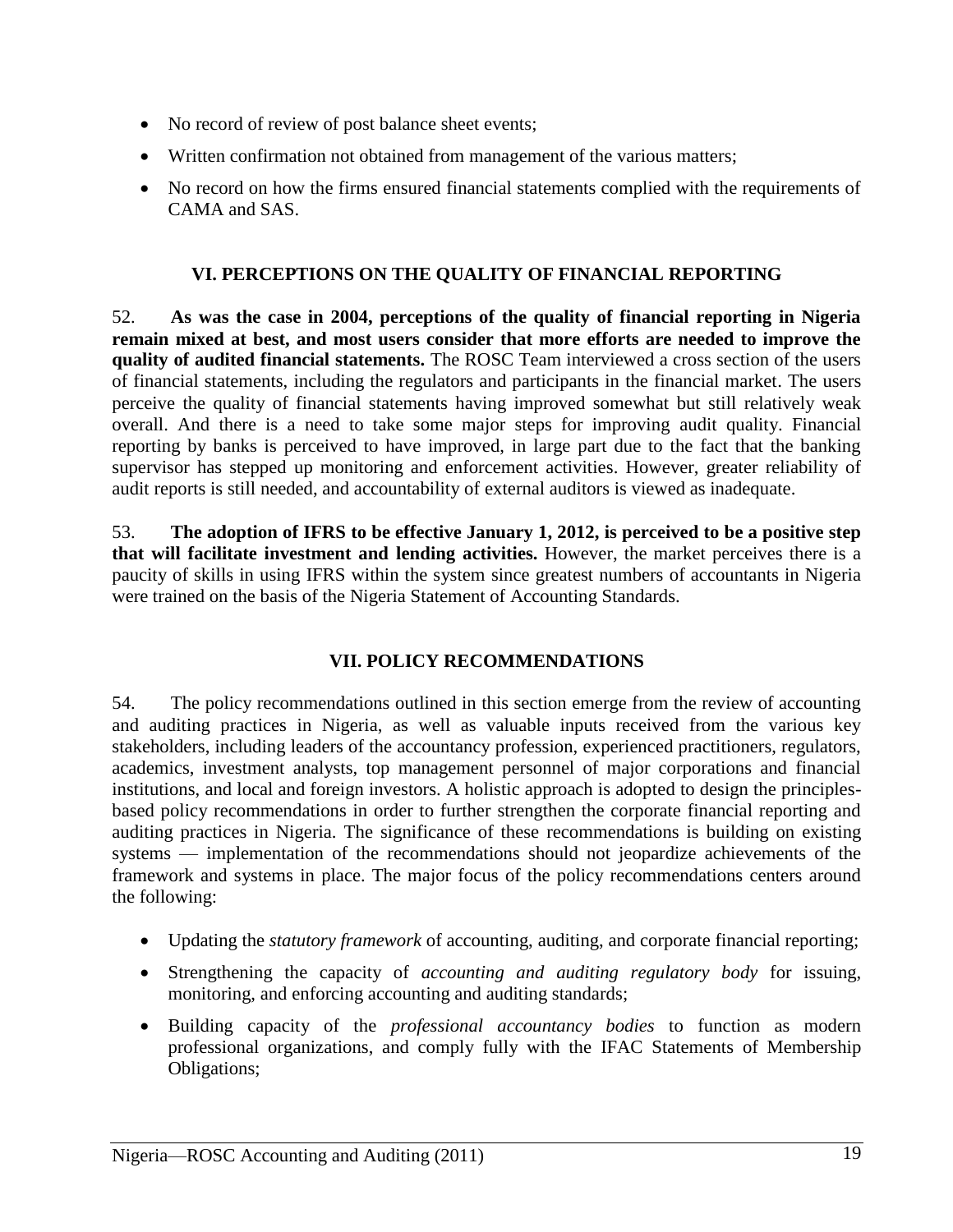- No record of review of post balance sheet events;
- Written confirmation not obtained from management of the various matters;
- No record on how the firms ensured financial statements complied with the requirements of CAMA and SAS.

## VI. PERCEPTIONS ON THE QUALITY OF FINANCIAL REPORTING

52. **As was the case in 2004, perceptions of the quality of financial reporting in Nigeria remain mixed at best, and most users consider that more efforts are needed to improve the quality of audited financial statements.** The ROSC Team interviewed a cross section of the users of financial statements, including the regulators and participants in the financial market. The users perceive the quality of financial statements having improved somewhat but still relatively weak overall. And there is a need to take some major steps for improving audit quality. Financial reporting by banks is perceived to have improved, in large part due to the fact that the banking supervisor has stepped up monitoring and enforcement activities. However, greater reliability of audit reports is still needed, and accountability of external auditors is viewed as inadequate.

53. **The adoption of IFRS to be effective January 1, 2012, is perceived to be a positive step that will facilitate investment and lending activities.** However, the market perceives there is a paucity of skills in using IFRS within the system since greatest numbers of accountants in Nigeria were trained on the basis of the Nigeria Statement of Accounting Standards.

## VII. POLICY RECOMMENDATIONS

54. The policy recommendations outlined in this section emerge from the review of accounting and auditing practices in Nigeria, as well as valuable inputs received from the various key stakeholders, including leaders of the accountancy profession, experienced practitioners, regulators, academics, investment analysts, top management personnel of major corporations and financial institutions, and local and foreign investors. A holistic approach is adopted to design the principles-based policy recommendations in order to further strengthen the corporate financial reporting and auditing practices in Nigeria. The significance of these recommendations is building on existing systems — implementation of the recommendations should not jeopardize achievements of the framework and systems in place. The major focus of the policy recommendations centers around the following:

- Updating the *statutory framework* of accounting, auditing, and corporate financial reporting;
- Strengthening the capacity of *accounting and auditing regulatory body* for issuing, monitoring, and enforcing accounting and auditing standards;
- Building capacity of the *professional accountancy bodies* to function as modern professional organizations, and comply fully with the IFAC Statements of Membership Obligations;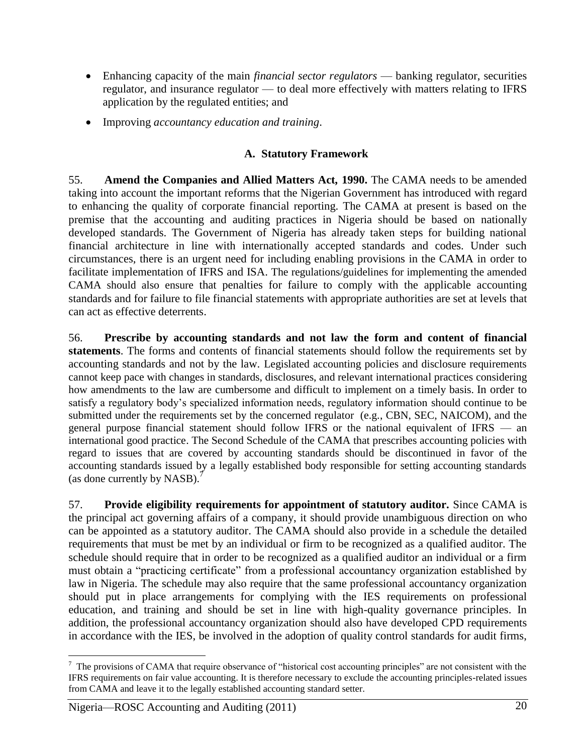- Enhancing capacity of the main *financial sector regulators* — banking regulator, securities regulator, and insurance regulator — to deal more effectively with matters relating to IFRS application by the regulated entities; and
- Improving *accountancy education and training*.

### A. Statutory Framework

55. **Amend the Companies and Allied Matters Act, 1990.** The CAMA needs to be amended taking into account the important reforms that the Nigerian Government has introduced with regard to enhancing the quality of corporate financial reporting. The CAMA at present is based on the premise that the accounting and auditing practices in Nigeria should be based on nationally developed standards. The Government of Nigeria has already taken steps for building national financial architecture in line with internationally accepted standards and codes. Under such circumstances, there is an urgent need for including enabling provisions in the CAMA in order to facilitate implementation of IFRS and ISA. The regulations/guidelines for implementing the amended CAMA should also ensure that penalties for failure to comply with the applicable accounting standards and for failure to file financial statements with appropriate authorities are set at levels that can act as effective deterrents.

56. **Prescribe by accounting standards and not law the form and content of financial statements**. The forms and contents of financial statements should follow the requirements set by accounting standards and not by the law. Legislated accounting policies and disclosure requirements cannot keep pace with changes in standards, disclosures, and relevant international practices considering how amendments to the law are cumbersome and difficult to implement on a timely basis. In order to satisfy a regulatory body's specialized information needs, regulatory information should continue to be submitted under the requirements set by the concerned regulator (e.g., CBN, SEC, NAICOM), and the general purpose financial statement should follow IFRS or the national equivalent of IFRS — an international good practice. The Second Schedule of the CAMA that prescribes accounting policies with regard to issues that are covered by accounting standards should be discontinued in favor of the accounting standards issued by a legally established body responsible for setting accounting standards (as done currently by NASB).[7]

57. **Provide eligibility requirements for appointment of statutory auditor.** Since CAMA is the principal act governing affairs of a company, it should provide unambiguous direction on who can be appointed as a statutory auditor. The CAMA should also provide in a schedule the detailed requirements that must be met by an individual or firm to be recognized as a qualified auditor. The schedule should require that in order to be recognized as a qualified auditor an individual or a firm must obtain a "practicing certificate" from a professional accountancy organization established by law in Nigeria. The schedule may also require that the same professional accountancy organization should put in place arrangements for complying with the IES requirements on professional education, and training and should be set in line with high-quality governance principles. In addition, the professional accountancy organization should also have developed CPD requirements in accordance with the IES, be involved in the adoption of quality control standards for audit firms,

---

[7] The provisions of CAMA that require observance of "historical cost accounting principles" are not consistent with the IFRS requirements on fair value accounting. It is therefore necessary to exclude the accounting principles-related issues from CAMA and leave it to the legally established accounting standard setter.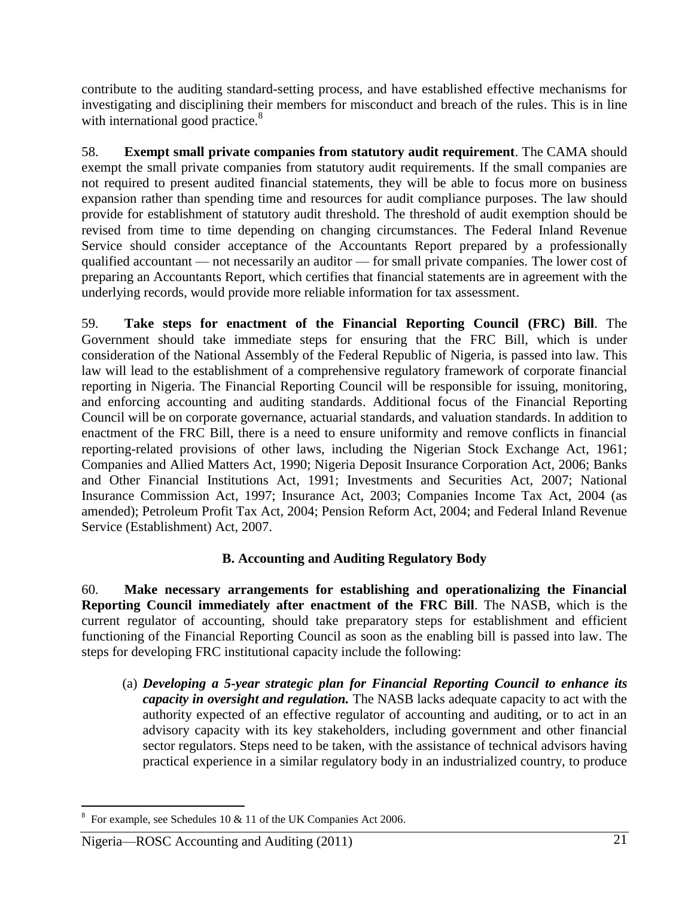contribute to the auditing standard-setting process, and have established effective mechanisms for investigating and disciplining their members for misconduct and breach of the rules. This is in line with international good practice.[8]

58. **Exempt small private companies from statutory audit requirement**. The CAMA should exempt the small private companies from statutory audit requirements. If the small companies are not required to present audited financial statements, they will be able to focus more on business expansion rather than spending time and resources for audit compliance purposes. The law should provide for establishment of statutory audit threshold. The threshold of audit exemption should be revised from time to time depending on changing circumstances. The Federal Inland Revenue Service should consider acceptance of the Accountants Report prepared by a professionally qualified accountant — not necessarily an auditor — for small private companies. The lower cost of preparing an Accountants Report, which certifies that financial statements are in agreement with the underlying records, would provide more reliable information for tax assessment.

59. **Take steps for enactment of the Financial Reporting Council (FRC) Bill**. The Government should take immediate steps for ensuring that the FRC Bill, which is under consideration of the National Assembly of the Federal Republic of Nigeria, is passed into law. This law will lead to the establishment of a comprehensive regulatory framework of corporate financial reporting in Nigeria. The Financial Reporting Council will be responsible for issuing, monitoring, and enforcing accounting and auditing standards. Additional focus of the Financial Reporting Council will be on corporate governance, actuarial standards, and valuation standards. In addition to enactment of the FRC Bill, there is a need to ensure uniformity and remove conflicts in financial reporting-related provisions of other laws, including the Nigerian Stock Exchange Act, 1961; Companies and Allied Matters Act, 1990; Nigeria Deposit Insurance Corporation Act, 2006; Banks and Other Financial Institutions Act, 1991; Investments and Securities Act, 2007; National Insurance Commission Act, 1997; Insurance Act, 2003; Companies Income Tax Act, 2004 (as amended); Petroleum Profit Tax Act, 2004; Pension Reform Act, 2004; and Federal Inland Revenue Service (Establishment) Act, 2007.

### B. Accounting and Auditing Regulatory Body

60. **Make necessary arrangements for establishing and operationalizing the Financial Reporting Council immediately after enactment of the FRC Bill**. The NASB, which is the current regulator of accounting, should take preparatory steps for establishment and efficient functioning of the Financial Reporting Council as soon as the enabling bill is passed into law. The steps for developing FRC institutional capacity include the following:

(a) ***Developing a 5-year strategic plan for Financial Reporting Council to enhance its capacity in oversight and regulation.*** The NASB lacks adequate capacity to act with the authority expected of an effective regulator of accounting and auditing, or to act in an advisory capacity with its key stakeholders, including government and other financial sector regulators. Steps need to be taken, with the assistance of technical advisors having practical experience in a similar regulatory body in an industrialized country, to produce

[8] For example, see Schedules 10 & 11 of the UK Companies Act 2006.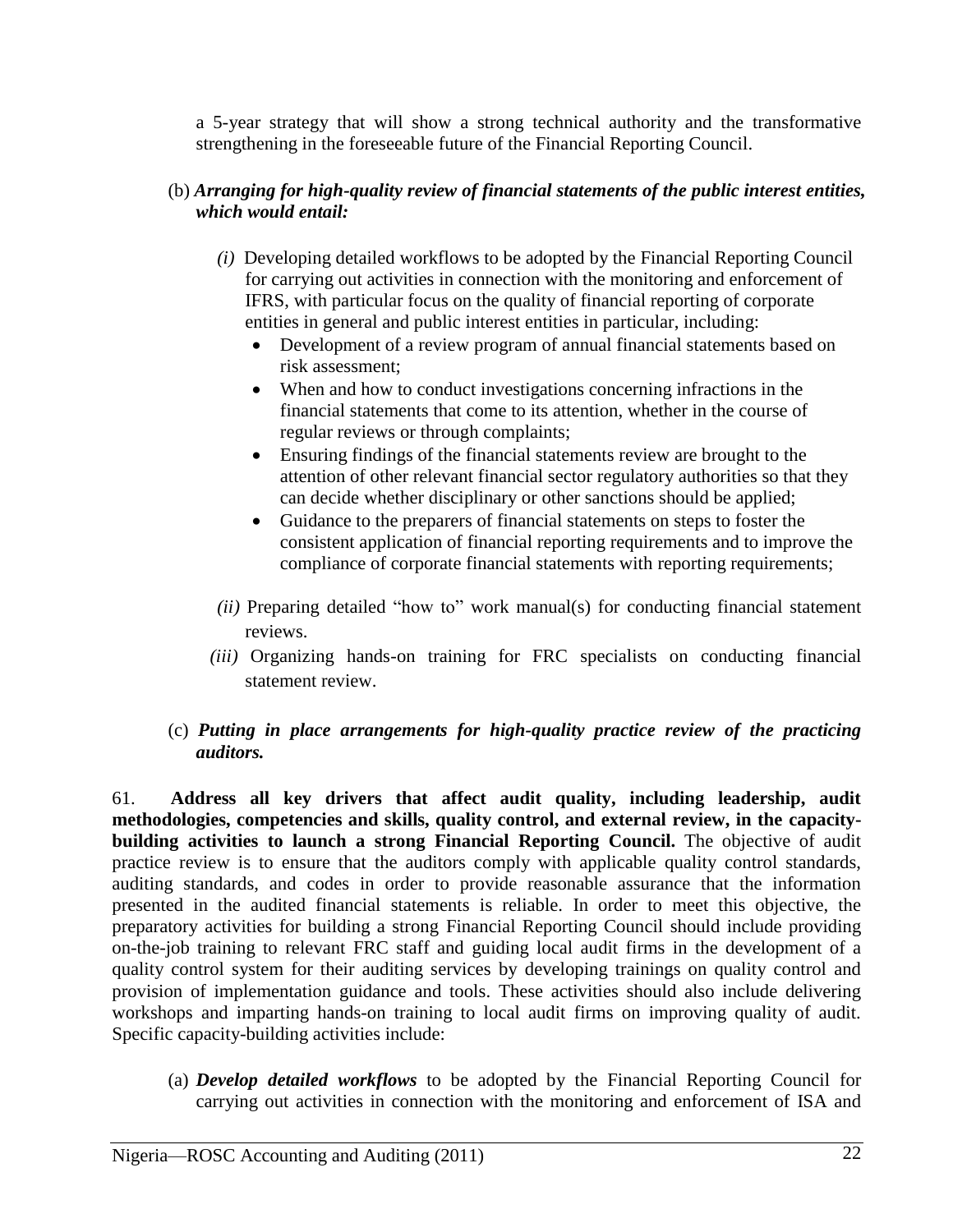a 5-year strategy that will show a strong technical authority and the transformative strengthening in the foreseeable future of the Financial Reporting Council.

(b) ***Arranging for high-quality review of financial statements of the public interest entities, which would entail:***

*(i)* Developing detailed workflows to be adopted by the Financial Reporting Council for carrying out activities in connection with the monitoring and enforcement of IFRS, with particular focus on the quality of financial reporting of corporate entities in general and public interest entities in particular, including:

- Development of a review program of annual financial statements based on risk assessment;
- When and how to conduct investigations concerning infractions in the financial statements that come to its attention, whether in the course of regular reviews or through complaints;
- Ensuring findings of the financial statements review are brought to the attention of other relevant financial sector regulatory authorities so that they can decide whether disciplinary or other sanctions should be applied;
- Guidance to the preparers of financial statements on steps to foster the consistent application of financial reporting requirements and to improve the compliance of corporate financial statements with reporting requirements;

*(ii)* Preparing detailed "how to" work manual(s) for conducting financial statement reviews.

*(iii)* Organizing hands-on training for FRC specialists on conducting financial statement review.

(c) ***Putting in place arrangements for high-quality practice review of the practicing auditors.***

61. **Address all key drivers that affect audit quality, including leadership, audit methodologies, competencies and skills, quality control, and external review, in the capacity-building activities to launch a strong Financial Reporting Council.** The objective of audit practice review is to ensure that the auditors comply with applicable quality control standards, auditing standards, and codes in order to provide reasonable assurance that the information presented in the audited financial statements is reliable. In order to meet this objective, the preparatory activities for building a strong Financial Reporting Council should include providing on-the-job training to relevant FRC staff and guiding local audit firms in the development of a quality control system for their auditing services by developing trainings on quality control and provision of implementation guidance and tools. These activities should also include delivering workshops and imparting hands-on training to local audit firms on improving quality of audit. Specific capacity-building activities include:

(a) ***Develop detailed workflows*** to be adopted by the Financial Reporting Council for carrying out activities in connection with the monitoring and enforcement of ISA and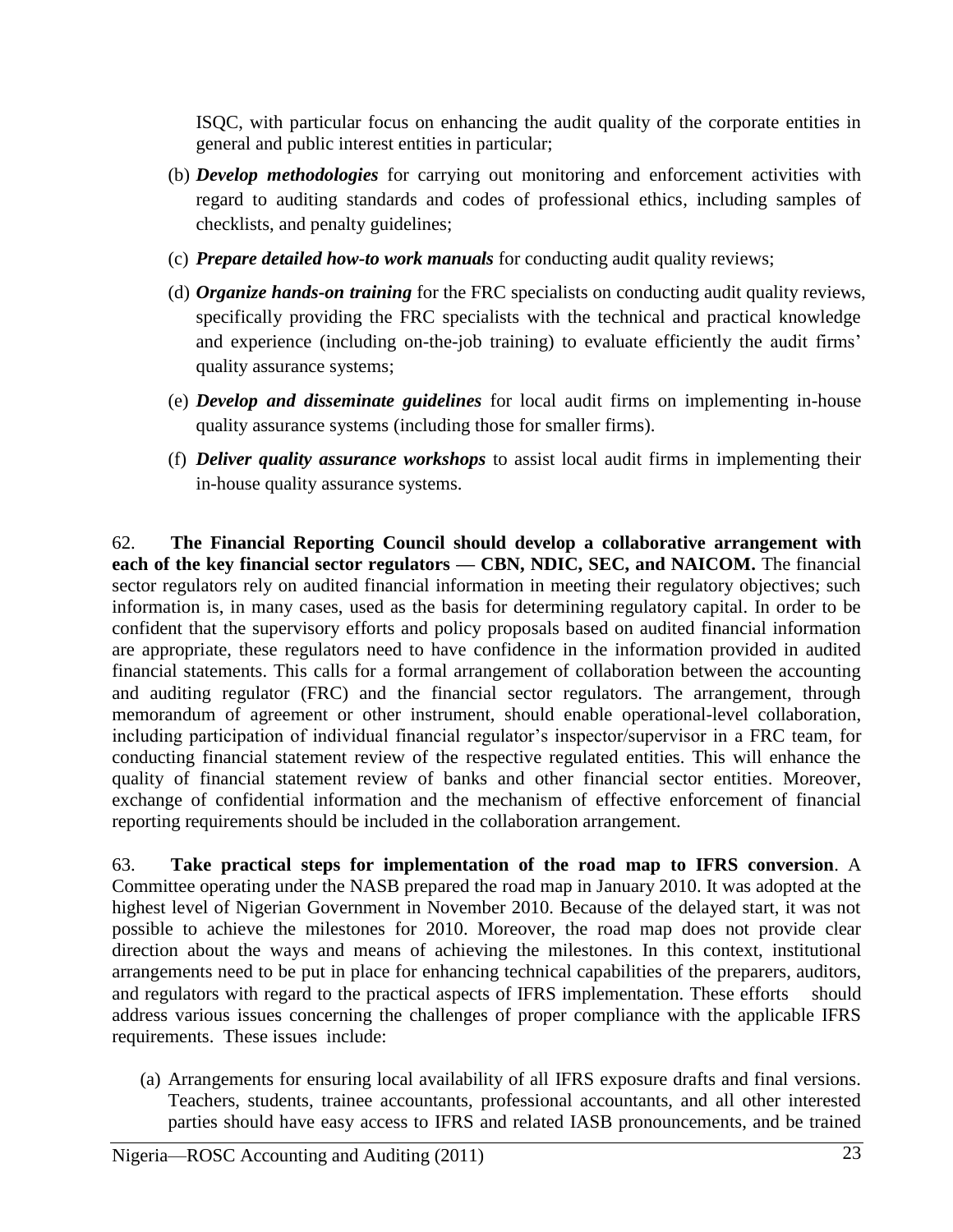ISQC, with particular focus on enhancing the audit quality of the corporate entities in general and public interest entities in particular;

(b) ***Develop methodologies*** for carrying out monitoring and enforcement activities with regard to auditing standards and codes of professional ethics, including samples of checklists, and penalty guidelines;

(c) ***Prepare detailed how-to work manuals*** for conducting audit quality reviews;

(d) ***Organize hands-on training*** for the FRC specialists on conducting audit quality reviews, specifically providing the FRC specialists with the technical and practical knowledge and experience (including on-the-job training) to evaluate efficiently the audit firms' quality assurance systems;

(e) ***Develop and disseminate guidelines*** for local audit firms on implementing in-house quality assurance systems (including those for smaller firms).

(f) ***Deliver quality assurance workshops*** to assist local audit firms in implementing their in-house quality assurance systems.

62. **The Financial Reporting Council should develop a collaborative arrangement with each of the key financial sector regulators — CBN, NDIC, SEC, and NAICOM.** The financial sector regulators rely on audited financial information in meeting their regulatory objectives; such information is, in many cases, used as the basis for determining regulatory capital. In order to be confident that the supervisory efforts and policy proposals based on audited financial information are appropriate, these regulators need to have confidence in the information provided in audited financial statements. This calls for a formal arrangement of collaboration between the accounting and auditing regulator (FRC) and the financial sector regulators. The arrangement, through memorandum of agreement or other instrument, should enable operational-level collaboration, including participation of individual financial regulator's inspector/supervisor in a FRC team, for conducting financial statement review of the respective regulated entities. This will enhance the quality of financial statement review of banks and other financial sector entities. Moreover, exchange of confidential information and the mechanism of effective enforcement of financial reporting requirements should be included in the collaboration arrangement.

63. **Take practical steps for implementation of the road map to IFRS conversion**. A Committee operating under the NASB prepared the road map in January 2010. It was adopted at the highest level of Nigerian Government in November 2010. Because of the delayed start, it was not possible to achieve the milestones for 2010. Moreover, the road map does not provide clear direction about the ways and means of achieving the milestones. In this context, institutional arrangements need to be put in place for enhancing technical capabilities of the preparers, auditors, and regulators with regard to the practical aspects of IFRS implementation. These efforts should address various issues concerning the challenges of proper compliance with the applicable IFRS requirements. These issues include:

(a) Arrangements for ensuring local availability of all IFRS exposure drafts and final versions. Teachers, students, trainee accountants, professional accountants, and all other interested parties should have easy access to IFRS and related IASB pronouncements, and be trained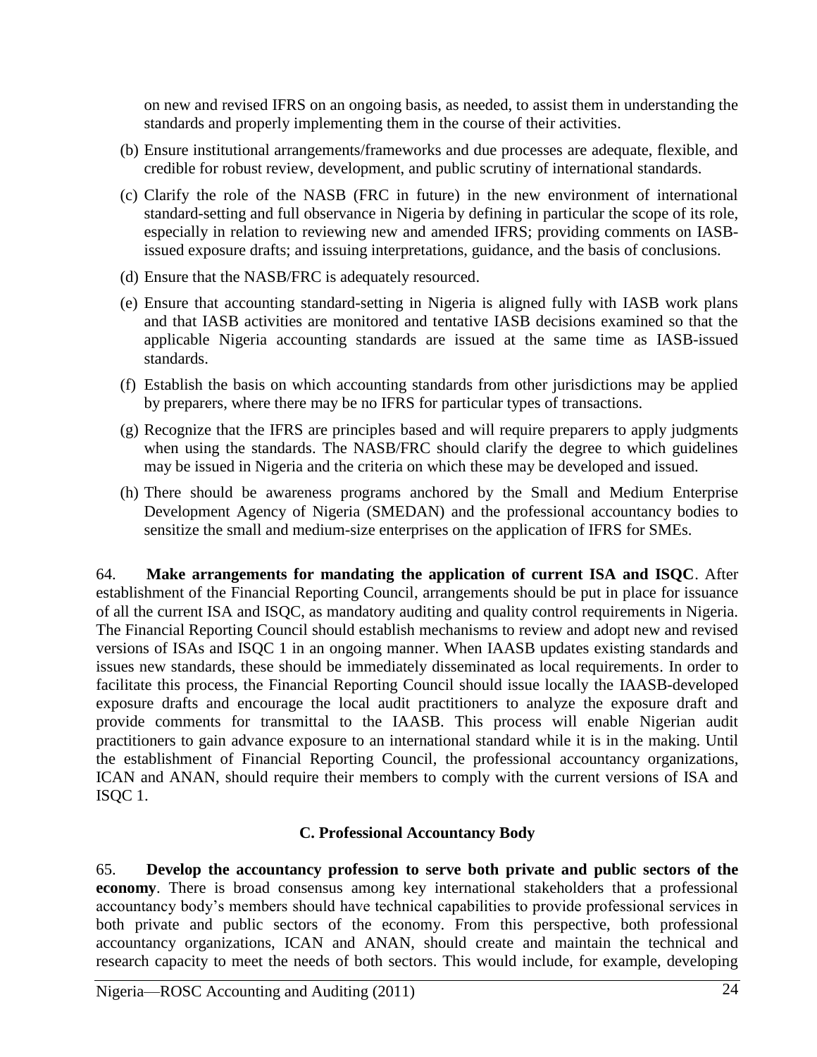on new and revised IFRS on an ongoing basis, as needed, to assist them in understanding the standards and properly implementing them in the course of their activities.

(b) Ensure institutional arrangements/frameworks and due processes are adequate, flexible, and credible for robust review, development, and public scrutiny of international standards.

(c) Clarify the role of the NASB (FRC in future) in the new environment of international standard-setting and full observance in Nigeria by defining in particular the scope of its role, especially in relation to reviewing new and amended IFRS; providing comments on IASB-issued exposure drafts; and issuing interpretations, guidance, and the basis of conclusions.

(d) Ensure that the NASB/FRC is adequately resourced.

(e) Ensure that accounting standard-setting in Nigeria is aligned fully with IASB work plans and that IASB activities are monitored and tentative IASB decisions examined so that the applicable Nigeria accounting standards are issued at the same time as IASB-issued standards.

(f) Establish the basis on which accounting standards from other jurisdictions may be applied by preparers, where there may be no IFRS for particular types of transactions.

(g) Recognize that the IFRS are principles based and will require preparers to apply judgments when using the standards. The NASB/FRC should clarify the degree to which guidelines may be issued in Nigeria and the criteria on which these may be developed and issued.

(h) There should be awareness programs anchored by the Small and Medium Enterprise Development Agency of Nigeria (SMEDAN) and the professional accountancy bodies to sensitize the small and medium-size enterprises on the application of IFRS for SMEs.

64. **Make arrangements for mandating the application of current ISA and ISQC**. After establishment of the Financial Reporting Council, arrangements should be put in place for issuance of all the current ISA and ISQC, as mandatory auditing and quality control requirements in Nigeria. The Financial Reporting Council should establish mechanisms to review and adopt new and revised versions of ISAs and ISQC 1 in an ongoing manner. When IAASB updates existing standards and issues new standards, these should be immediately disseminated as local requirements. In order to facilitate this process, the Financial Reporting Council should issue locally the IAASB-developed exposure drafts and encourage the local audit practitioners to analyze the exposure draft and provide comments for transmittal to the IAASB. This process will enable Nigerian audit practitioners to gain advance exposure to an international standard while it is in the making. Until the establishment of Financial Reporting Council, the professional accountancy organizations, ICAN and ANAN, should require their members to comply with the current versions of ISA and ISQC 1.

### C. Professional Accountancy Body

65. **Develop the accountancy profession to serve both private and public sectors of the economy**. There is broad consensus among key international stakeholders that a professional accountancy body's members should have technical capabilities to provide professional services in both private and public sectors of the economy. From this perspective, both professional accountancy organizations, ICAN and ANAN, should create and maintain the technical and research capacity to meet the needs of both sectors. This would include, for example, developing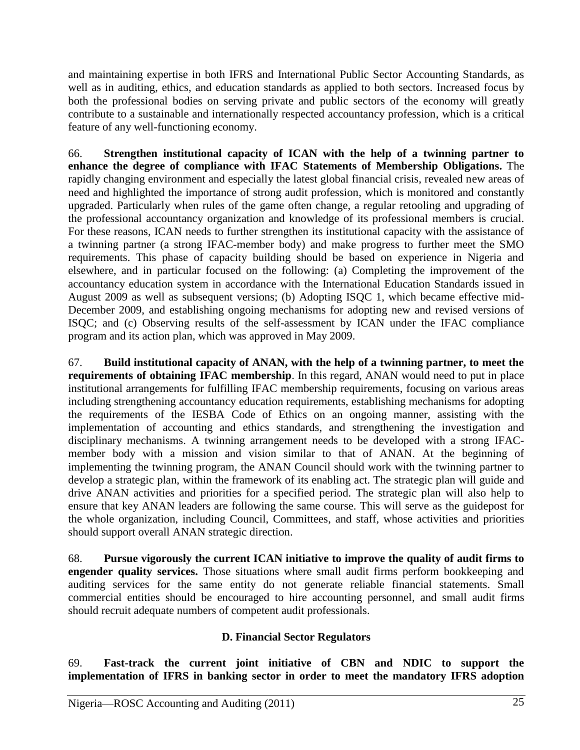and maintaining expertise in both IFRS and International Public Sector Accounting Standards, as well as in auditing, ethics, and education standards as applied to both sectors. Increased focus by both the professional bodies on serving private and public sectors of the economy will greatly contribute to a sustainable and internationally respected accountancy profession, which is a critical feature of any well-functioning economy.

66. **Strengthen institutional capacity of ICAN with the help of a twinning partner to enhance the degree of compliance with IFAC Statements of Membership Obligations.** The rapidly changing environment and especially the latest global financial crisis, revealed new areas of need and highlighted the importance of strong audit profession, which is monitored and constantly upgraded. Particularly when rules of the game often change, a regular retooling and upgrading of the professional accountancy organization and knowledge of its professional members is crucial. For these reasons, ICAN needs to further strengthen its institutional capacity with the assistance of a twinning partner (a strong IFAC-member body) and make progress to further meet the SMO requirements. This phase of capacity building should be based on experience in Nigeria and elsewhere, and in particular focused on the following: (a) Completing the improvement of the accountancy education system in accordance with the International Education Standards issued in August 2009 as well as subsequent versions; (b) Adopting ISQC 1, which became effective mid-December 2009, and establishing ongoing mechanisms for adopting new and revised versions of ISQC; and (c) Observing results of the self-assessment by ICAN under the IFAC compliance program and its action plan, which was approved in May 2009.

67. **Build institutional capacity of ANAN, with the help of a twinning partner, to meet the requirements of obtaining IFAC membership**. In this regard, ANAN would need to put in place institutional arrangements for fulfilling IFAC membership requirements, focusing on various areas including strengthening accountancy education requirements, establishing mechanisms for adopting the requirements of the IESBA Code of Ethics on an ongoing manner, assisting with the implementation of accounting and ethics standards, and strengthening the investigation and disciplinary mechanisms. A twinning arrangement needs to be developed with a strong IFAC-member body with a mission and vision similar to that of ANAN. At the beginning of implementing the twinning program, the ANAN Council should work with the twinning partner to develop a strategic plan, within the framework of its enabling act. The strategic plan will guide and drive ANAN activities and priorities for a specified period. The strategic plan will also help to ensure that key ANAN leaders are following the same course. This will serve as the guidepost for the whole organization, including Council, Committees, and staff, whose activities and priorities should support overall ANAN strategic direction.

68. **Pursue vigorously the current ICAN initiative to improve the quality of audit firms to engender quality services.** Those situations where small audit firms perform bookkeeping and auditing services for the same entity do not generate reliable financial statements. Small commercial entities should be encouraged to hire accounting personnel, and small audit firms should recruit adequate numbers of competent audit professionals.

### D. Financial Sector Regulators

69. **Fast-track the current joint initiative of CBN and NDIC to support the implementation of IFRS in banking sector in order to meet the mandatory IFRS adoption**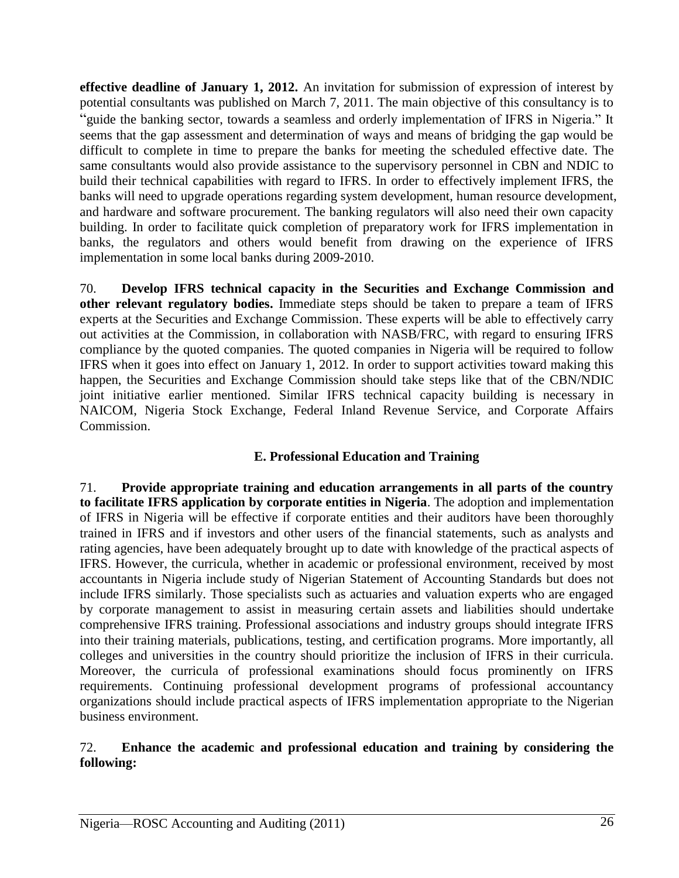**effective deadline of January 1, 2012.** An invitation for submission of expression of interest by potential consultants was published on March 7, 2011. The main objective of this consultancy is to "guide the banking sector, towards a seamless and orderly implementation of IFRS in Nigeria." It seems that the gap assessment and determination of ways and means of bridging the gap would be difficult to complete in time to prepare the banks for meeting the scheduled effective date. The same consultants would also provide assistance to the supervisory personnel in CBN and NDIC to build their technical capabilities with regard to IFRS. In order to effectively implement IFRS, the banks will need to upgrade operations regarding system development, human resource development, and hardware and software procurement. The banking regulators will also need their own capacity building. In order to facilitate quick completion of preparatory work for IFRS implementation in banks, the regulators and others would benefit from drawing on the experience of IFRS implementation in some local banks during 2009-2010.

70. **Develop IFRS technical capacity in the Securities and Exchange Commission and other relevant regulatory bodies.** Immediate steps should be taken to prepare a team of IFRS experts at the Securities and Exchange Commission. These experts will be able to effectively carry out activities at the Commission, in collaboration with NASB/FRC, with regard to ensuring IFRS compliance by the quoted companies. The quoted companies in Nigeria will be required to follow IFRS when it goes into effect on January 1, 2012. In order to support activities toward making this happen, the Securities and Exchange Commission should take steps like that of the CBN/NDIC joint initiative earlier mentioned. Similar IFRS technical capacity building is necessary in NAICOM, Nigeria Stock Exchange, Federal Inland Revenue Service, and Corporate Affairs Commission.

## E. Professional Education and Training

71. **Provide appropriate training and education arrangements in all parts of the country to facilitate IFRS application by corporate entities in Nigeria**. The adoption and implementation of IFRS in Nigeria will be effective if corporate entities and their auditors have been thoroughly trained in IFRS and if investors and other users of the financial statements, such as analysts and rating agencies, have been adequately brought up to date with knowledge of the practical aspects of IFRS. However, the curricula, whether in academic or professional environment, received by most accountants in Nigeria include study of Nigerian Statement of Accounting Standards but does not include IFRS similarly. Those specialists such as actuaries and valuation experts who are engaged by corporate management to assist in measuring certain assets and liabilities should undertake comprehensive IFRS training. Professional associations and industry groups should integrate IFRS into their training materials, publications, testing, and certification programs. More importantly, all colleges and universities in the country should prioritize the inclusion of IFRS in their curricula. Moreover, the curricula of professional examinations should focus prominently on IFRS requirements. Continuing professional development programs of professional accountancy organizations should include practical aspects of IFRS implementation appropriate to the Nigerian business environment.

72. **Enhance the academic and professional education and training by considering the following:**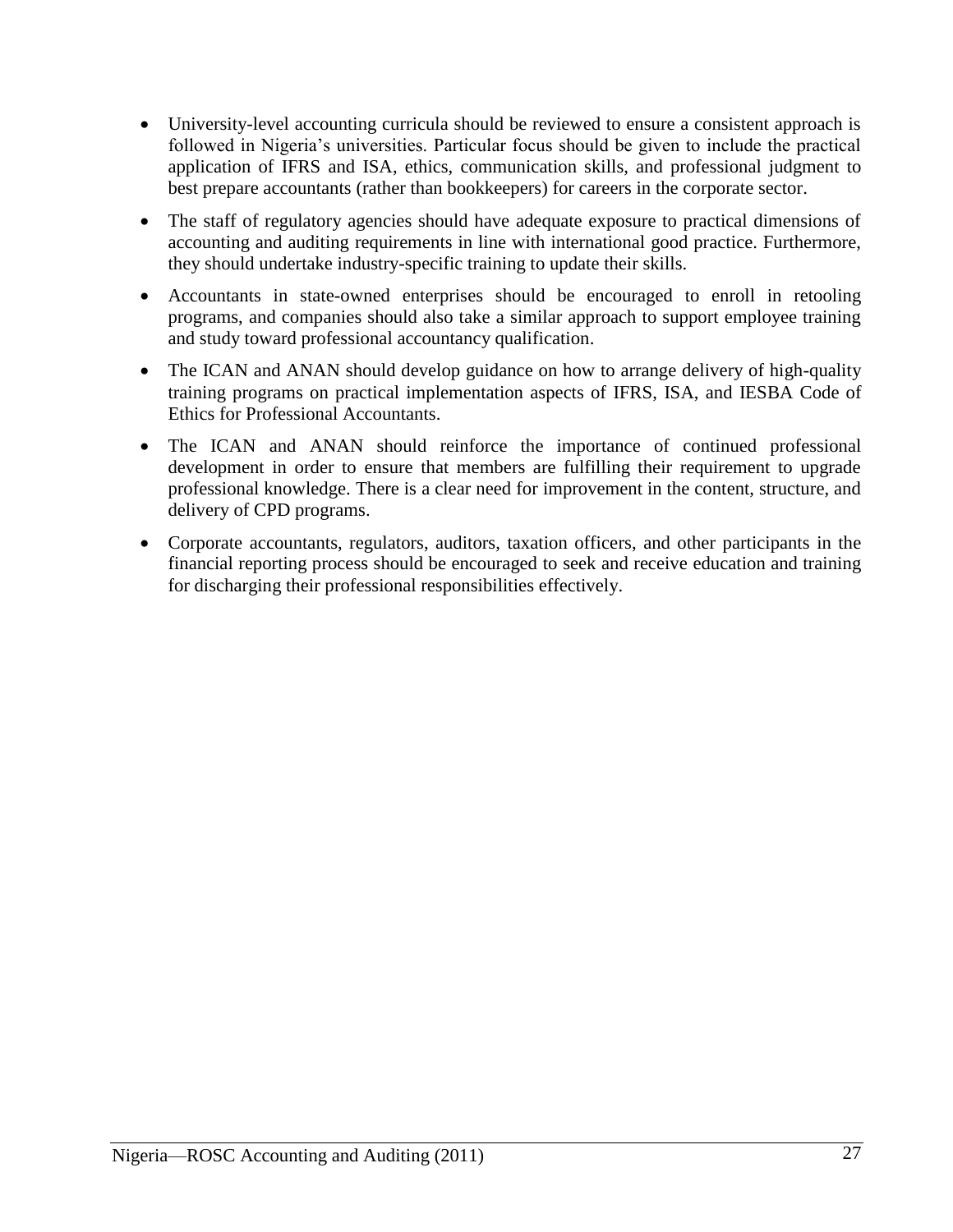- University-level accounting curricula should be reviewed to ensure a consistent approach is followed in Nigeria's universities. Particular focus should be given to include the practical application of IFRS and ISA, ethics, communication skills, and professional judgment to best prepare accountants (rather than bookkeepers) for careers in the corporate sector.

- The staff of regulatory agencies should have adequate exposure to practical dimensions of accounting and auditing requirements in line with international good practice. Furthermore, they should undertake industry-specific training to update their skills.

- Accountants in state-owned enterprises should be encouraged to enroll in retooling programs, and companies should also take a similar approach to support employee training and study toward professional accountancy qualification.

- The ICAN and ANAN should develop guidance on how to arrange delivery of high-quality training programs on practical implementation aspects of IFRS, ISA, and IESBA Code of Ethics for Professional Accountants.

- The ICAN and ANAN should reinforce the importance of continued professional development in order to ensure that members are fulfilling their requirement to upgrade professional knowledge. There is a clear need for improvement in the content, structure, and delivery of CPD programs.

- Corporate accountants, regulators, auditors, taxation officers, and other participants in the financial reporting process should be encouraged to seek and receive education and training for discharging their professional responsibilities effectively.